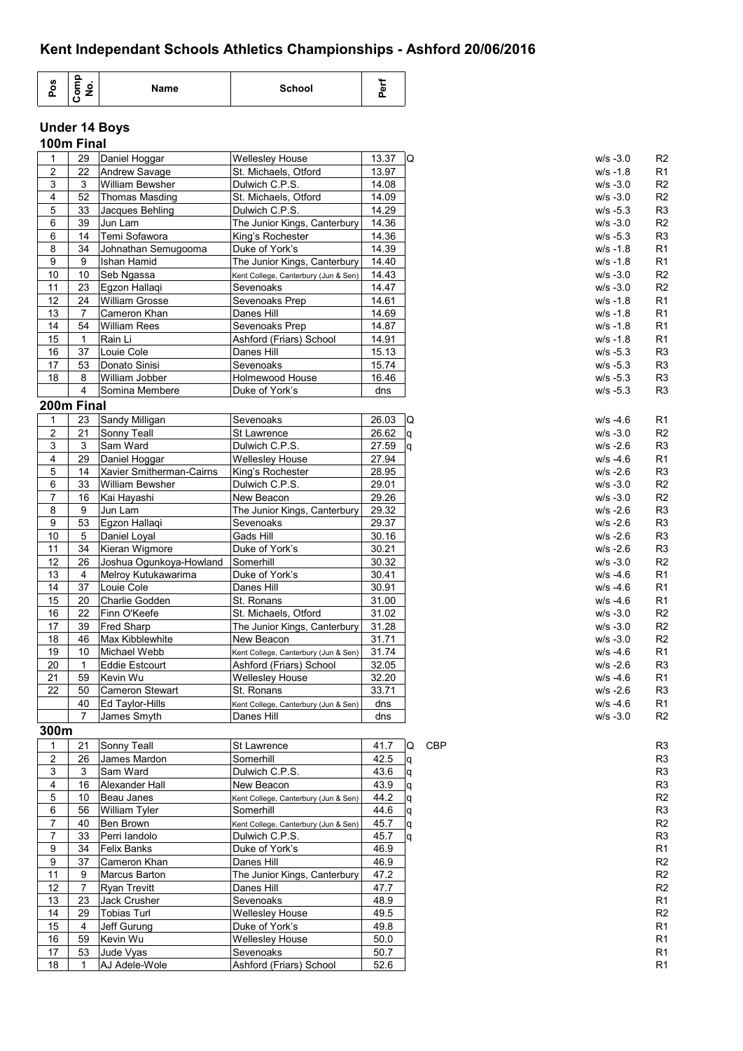# Kent Independant Schools Athletics Championships - Ashford 20/06/2016

## Under 14 Boys

### 100m Final

| Pos | Comp No. | Name | School | Perf | | | Wind | Race |
|---|---|---|---|---|---|---|---|---|
| 1 | 29 | Daniel Hoggar | Wellesley House | 13.37 | Q | | w/s -3.0 | R2 |
| 2 | 22 | Andrew Savage | St. Michaels, Otford | 13.97 | | | w/s -1.8 | R1 |
| 3 | 3 | William Bewsher | Dulwich C.P.S. | 14.08 | | | w/s -3.0 | R2 |
| 4 | 52 | Thomas Masding | St. Michaels, Otford | 14.09 | | | w/s -3.0 | R2 |
| 5 | 33 | Jacques Behling | Dulwich C.P.S. | 14.29 | | | w/s -5.3 | R3 |
| 6 | 39 | Jun Lam | The Junior Kings, Canterbury | 14.36 | | | w/s -3.0 | R2 |
| 6 | 14 | Temi Sofawora | King's Rochester | 14.36 | | | w/s -5.3 | R3 |
| 8 | 34 | Johnathan Semugooma | Duke of York's | 14.39 | | | w/s -1.8 | R1 |
| 9 | 9 | Ishan Hamid | The Junior Kings, Canterbury | 14.40 | | | w/s -1.8 | R1 |
| 10 | 10 | Seb Ngassa | Kent College, Canterbury (Jun & Sen) | 14.43 | | | w/s -3.0 | R2 |
| 11 | 23 | Egzon Hallaqi | Sevenoaks | 14.47 | | | w/s -3.0 | R2 |
| 12 | 24 | William Grosse | Sevenoaks Prep | 14.61 | | | w/s -1.8 | R1 |
| 13 | 7 | Cameron Khan | Danes Hill | 14.69 | | | w/s -1.8 | R1 |
| 14 | 54 | William Rees | Sevenoaks Prep | 14.87 | | | w/s -1.8 | R1 |
| 15 | 1 | Rain Li | Ashford (Friars) School | 14.91 | | | w/s -1.8 | R1 |
| 16 | 37 | Louie Cole | Danes Hill | 15.13 | | | w/s -5.3 | R3 |
| 17 | 53 | Donato Sinisi | Sevenoaks | 15.74 | | | w/s -5.3 | R3 |
| 18 | 8 | William Jobber | Holmewood House | 16.46 | | | w/s -5.3 | R3 |
| | 4 | Somina Membere | Duke of York's | dns | | | w/s -5.3 | R3 |

### 200m Final

| Pos | Comp No. | Name | School | Perf | | | Wind | Race |
|---|---|---|---|---|---|---|---|---|
| 1 | 23 | Sandy Milligan | Sevenoaks | 26.03 | Q | | w/s -4.6 | R1 |
| 2 | 21 | Sonny Teall | St Lawrence | 26.62 | q | | w/s -3.0 | R2 |
| 3 | 3 | Sam Ward | Dulwich C.P.S. | 27.59 | q | | w/s -2.6 | R3 |
| 4 | 29 | Daniel Hoggar | Wellesley House | 27.94 | | | w/s -4.6 | R1 |
| 5 | 14 | Xavier Smitherman-Cairns | King's Rochester | 28.95 | | | w/s -2.6 | R3 |
| 6 | 33 | William Bewsher | Dulwich C.P.S. | 29.01 | | | w/s -3.0 | R2 |
| 7 | 16 | Kai Hayashi | New Beacon | 29.26 | | | w/s -3.0 | R2 |
| 8 | 9 | Jun Lam | The Junior Kings, Canterbury | 29.32 | | | w/s -2.6 | R3 |
| 9 | 53 | Egzon Hallaqi | Sevenoaks | 29.37 | | | w/s -2.6 | R3 |
| 10 | 5 | Daniel Loyal | Gads Hill | 30.16 | | | w/s -2.6 | R3 |
| 11 | 34 | Kieran Wigmore | Duke of York's | 30.21 | | | w/s -2.6 | R3 |
| 12 | 26 | Joshua Ogunkoya-Howland | Somerhill | 30.32 | | | w/s -3.0 | R2 |
| 13 | 4 | Melroy Kutukawarima | Duke of York's | 30.41 | | | w/s -4.6 | R1 |
| 14 | 37 | Louie Cole | Danes Hill | 30.91 | | | w/s -4.6 | R1 |
| 15 | 20 | Charlie Godden | St. Ronans | 31.00 | | | w/s -4.6 | R1 |
| 16 | 22 | Finn O'Keefe | St. Michaels, Otford | 31.02 | | | w/s -3.0 | R2 |
| 17 | 39 | Fred Sharp | The Junior Kings, Canterbury | 31.28 | | | w/s -3.0 | R2 |
| 18 | 46 | Max Kibblewhite | New Beacon | 31.71 | | | w/s -3.0 | R2 |
| 19 | 10 | Michael Webb | Kent College, Canterbury (Jun & Sen) | 31.74 | | | w/s -4.6 | R1 |
| 20 | 1 | Eddie Estcourt | Ashford (Friars) School | 32.05 | | | w/s -2.6 | R3 |
| 21 | 59 | Kevin Wu | Wellesley House | 32.20 | | | w/s -4.6 | R1 |
| 22 | 50 | Cameron Stewart | St. Ronans | 33.71 | | | w/s -2.6 | R3 |
| | 40 | Ed Taylor-Hills | Kent College, Canterbury (Jun & Sen) | dns | | | w/s -4.6 | R1 |
| | 7 | James Smyth | Danes Hill | dns | | | w/s -3.0 | R2 |

### 300m

| Pos | Comp No. | Name | School | Perf | | | Wind | Race |
|---|---|---|---|---|---|---|---|---|
| 1 | 21 | Sonny Teall | St Lawrence | 41.7 | Q | CBP | | R3 |
| 2 | 26 | James Mardon | Somerhill | 42.5 | q | | | R3 |
| 3 | 3 | Sam Ward | Dulwich C.P.S. | 43.6 | q | | | R3 |
| 4 | 16 | Alexander Hall | New Beacon | 43.9 | q | | | R3 |
| 5 | 10 | Beau Janes | Kent College, Canterbury (Jun & Sen) | 44.2 | q | | | R2 |
| 6 | 56 | William Tyler | Somerhill | 44.6 | q | | | R3 |
| 7 | 40 | Ben Brown | Kent College, Canterbury (Jun & Sen) | 45.7 | q | | | R2 |
| 7 | 33 | Perri Iandolo | Dulwich C.P.S. | 45.7 | q | | | R3 |
| 9 | 34 | Felix Banks | Duke of York's | 46.9 | | | | R1 |
| 9 | 37 | Cameron Khan | Danes Hill | 46.9 | | | | R2 |
| 11 | 9 | Marcus Barton | The Junior Kings, Canterbury | 47.2 | | | | R2 |
| 12 | 7 | Ryan Trevitt | Danes Hill | 47.7 | | | | R2 |
| 13 | 23 | Jack Crusher | Sevenoaks | 48.9 | | | | R1 |
| 14 | 29 | Tobias Turl | Wellesley House | 49.5 | | | | R2 |
| 15 | 4 | Jeff Gurung | Duke of York's | 49.8 | | | | R1 |
| 16 | 59 | Kevin Wu | Wellesley House | 50.0 | | | | R1 |
| 17 | 53 | Jude Vyas | Sevenoaks | 50.7 | | | | R1 |
| 18 | 1 | AJ Adele-Wole | Ashford (Friars) School | 52.6 | | | | R1 |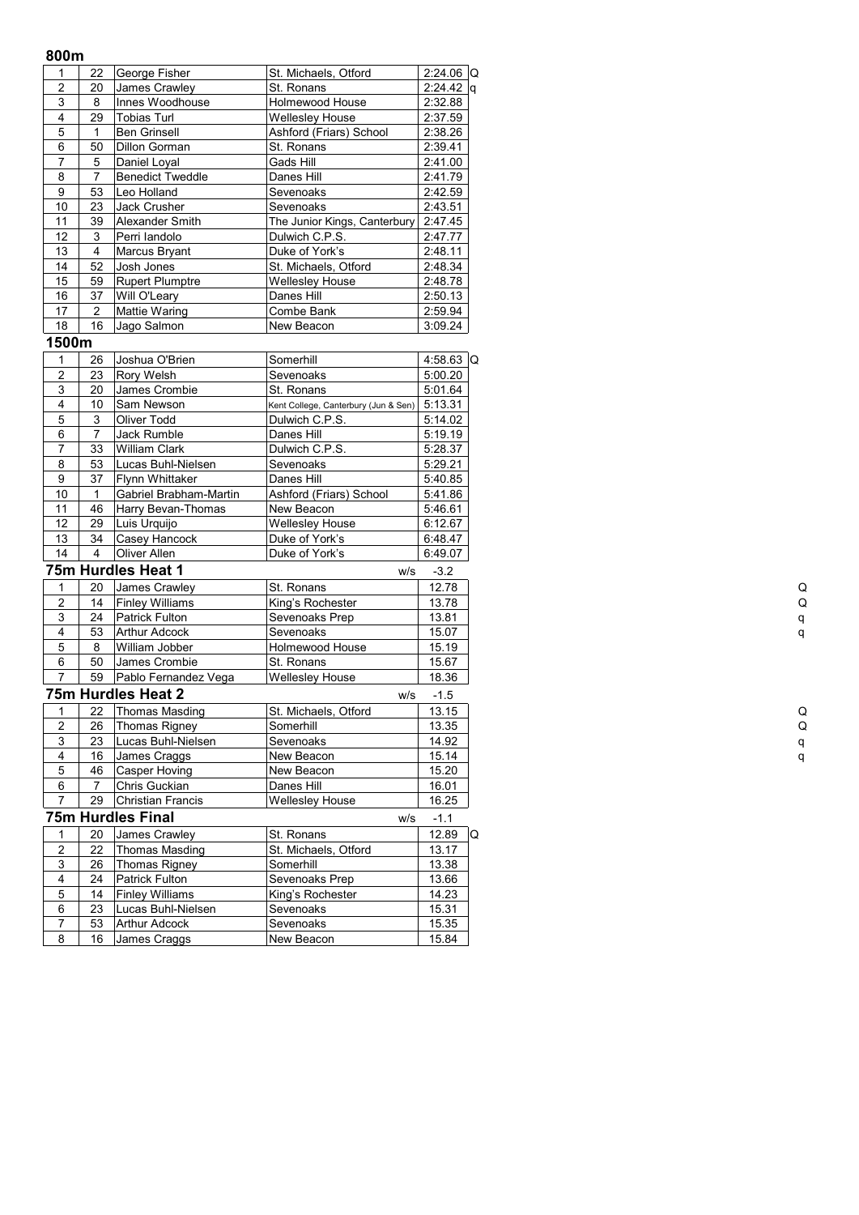## 800m

| | | | | | |
|---|---|---|---|---|---|
| 1 | 22 | George Fisher | St. Michaels, Otford | 2:24.06 | Q |
| 2 | 20 | James Crawley | St. Ronans | 2:24.42 | q |
| 3 | 8 | Innes Woodhouse | Holmewood House | 2:32.88 | |
| 4 | 29 | Tobias Turl | Wellesley House | 2:37.59 | |
| 5 | 1 | Ben Grinsell | Ashford (Friars) School | 2:38.26 | |
| 6 | 50 | Dillon Gorman | St. Ronans | 2:39.41 | |
| 7 | 5 | Daniel Loyal | Gads Hill | 2:41.00 | |
| 8 | 7 | Benedict Tweddle | Danes Hill | 2:41.79 | |
| 9 | 53 | Leo Holland | Sevenoaks | 2:42.59 | |
| 10 | 23 | Jack Crusher | Sevenoaks | 2:43.51 | |
| 11 | 39 | Alexander Smith | The Junior Kings, Canterbury | 2:47.45 | |
| 12 | 3 | Perri Iandolo | Dulwich C.P.S. | 2:47.77 | |
| 13 | 4 | Marcus Bryant | Duke of York's | 2:48.11 | |
| 14 | 52 | Josh Jones | St. Michaels, Otford | 2:48.34 | |
| 15 | 59 | Rupert Plumptre | Wellesley House | 2:48.78 | |
| 16 | 37 | Will O'Leary | Danes Hill | 2:50.13 | |
| 17 | 2 | Mattie Waring | Combe Bank | 2:59.94 | |
| 18 | 16 | Jago Salmon | New Beacon | 3:09.24 | |

## 1500m

| | | | | | |
|---|---|---|---|---|---|
| 1 | 26 | Joshua O'Brien | Somerhill | 4:58.63 | Q |
| 2 | 23 | Rory Welsh | Sevenoaks | 5:00.20 | |
| 3 | 20 | James Crombie | St. Ronans | 5:01.64 | |
| 4 | 10 | Sam Newson | Kent College, Canterbury (Jun & Sen) | 5:13.31 | |
| 5 | 3 | Oliver Todd | Dulwich C.P.S. | 5:14.02 | |
| 6 | 7 | Jack Rumble | Danes Hill | 5:19.19 | |
| 7 | 33 | William Clark | Dulwich C.P.S. | 5:28.37 | |
| 8 | 53 | Lucas Buhl-Nielsen | Sevenoaks | 5:29.21 | |
| 9 | 37 | Flynn Whittaker | Danes Hill | 5:40.85 | |
| 10 | 1 | Gabriel Brabham-Martin | Ashford (Friars) School | 5:41.86 | |
| 11 | 46 | Harry Bevan-Thomas | New Beacon | 5:46.61 | |
| 12 | 29 | Luis Urquijo | Wellesley House | 6:12.67 | |
| 13 | 34 | Casey Hancock | Duke of York's | 6:48.47 | |
| 14 | 4 | Oliver Allen | Duke of York's | 6:49.07 | |

## 75m Hurdles Heat 1

w/s -3.2

| | | | | | |
|---|---|---|---|---|---|
| 1 | 20 | James Crawley | St. Ronans | 12.78 | Q |
| 2 | 14 | Finley Williams | King's Rochester | 13.78 | Q |
| 3 | 24 | Patrick Fulton | Sevenoaks Prep | 13.81 | q |
| 4 | 53 | Arthur Adcock | Sevenoaks | 15.07 | q |
| 5 | 8 | William Jobber | Holmewood House | 15.19 | |
| 6 | 50 | James Crombie | St. Ronans | 15.67 | |
| 7 | 59 | Pablo Fernandez Vega | Wellesley House | 18.36 | |

## 75m Hurdles Heat 2

w/s -1.5

| | | | | | |
|---|---|---|---|---|---|
| 1 | 22 | Thomas Masding | St. Michaels, Otford | 13.15 | Q |
| 2 | 26 | Thomas Rigney | Somerhill | 13.35 | Q |
| 3 | 23 | Lucas Buhl-Nielsen | Sevenoaks | 14.92 | q |
| 4 | 16 | James Craggs | New Beacon | 15.14 | q |
| 5 | 46 | Casper Hoving | New Beacon | 15.20 | |
| 6 | 7 | Chris Guckian | Danes Hill | 16.01 | |
| 7 | 29 | Christian Francis | Wellesley House | 16.25 | |

## 75m Hurdles Final

w/s -1.1

| | | | | | |
|---|---|---|---|---|---|
| 1 | 20 | James Crawley | St. Ronans | 12.89 | Q |
| 2 | 22 | Thomas Masding | St. Michaels, Otford | 13.17 | |
| 3 | 26 | Thomas Rigney | Somerhill | 13.38 | |
| 4 | 24 | Patrick Fulton | Sevenoaks Prep | 13.66 | |
| 5 | 14 | Finley Williams | King's Rochester | 14.23 | |
| 6 | 23 | Lucas Buhl-Nielsen | Sevenoaks | 15.31 | |
| 7 | 53 | Arthur Adcock | Sevenoaks | 15.35 | |
| 8 | 16 | James Craggs | New Beacon | 15.84 | |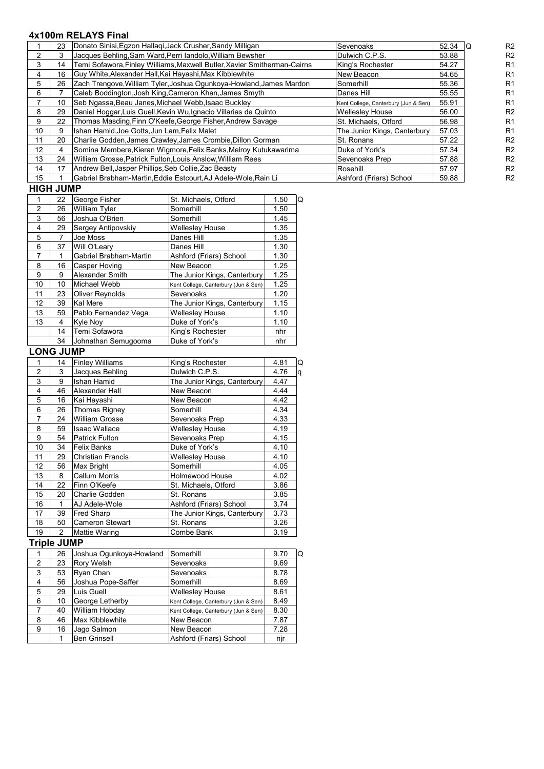## 4x100m RELAYS Final

| | | | | | | |
|---|---|---|---|---|---|---|
| 1 | 23 | Donato Sinisi,Egzon Hallaqi,Jack Crusher,Sandy Milligan | Sevenoaks | 52.34 | Q | R2 |
| 2 | 3 | Jacques Behling,Sam Ward,Perri Iandolo,William Bewsher | Dulwich C.P.S. | 53.88 | | R2 |
| 3 | 14 | Temi Sofawora,Finley Williams,Maxwell Butler,Xavier Smitherman-Cairns | King's Rochester | 54.27 | | R1 |
| 4 | 16 | Guy White,Alexander Hall,Kai Hayashi,Max Kibblewhite | New Beacon | 54.65 | | R1 |
| 5 | 26 | Zach Trengove,William Tyler,Joshua Ogunkoya-Howland,James Mardon | Somerhill | 55.36 | | R1 |
| 6 | 7 | Caleb Boddington,Josh King,Cameron Khan,James Smyth | Danes Hill | 55.55 | | R1 |
| 7 | 10 | Seb Ngassa,Beau Janes,Michael Webb,Isaac Buckley | Kent College, Canterbury (Jun & Sen) | 55.91 | | R1 |
| 8 | 29 | Daniel Hoggar,Luis Guell,Kevin Wu,Ignacio Villarias de Quinto | Wellesley House | 56.00 | | R2 |
| 9 | 22 | Thomas Masding,Finn O'Keefe,George Fisher,Andrew Savage | St. Michaels, Otford | 56.98 | | R1 |
| 10 | 9 | Ishan Hamid,Joe Gotts,Jun Lam,Felix Malet | The Junior Kings, Canterbury | 57.03 | | R1 |
| 11 | 20 | Charlie Godden,James Crawley,James Crombie,Dillon Gorman | St. Ronans | 57.22 | | R2 |
| 12 | 4 | Somina Membere,Kieran Wigmore,Felix Banks,Melroy Kutukawarima | Duke of York's | 57.34 | | R2 |
| 13 | 24 | William Grosse,Patrick Fulton,Louis Anslow,William Rees | Sevenoaks Prep | 57.88 | | R2 |
| 14 | 17 | Andrew Bell,Jasper Phillips,Seb Collie,Zac Beasty | Rosehill | 57.97 | | R2 |
| 15 | 1 | Gabriel Brabham-Martin,Eddie Estcourt,AJ Adele-Wole,Rain Li | Ashford (Friars) School | 59.88 | | R2 |

## HIGH JUMP

| | | | | | |
|---|---|---|---|---|---|
| 1 | 22 | George Fisher | St. Michaels, Otford | 1.50 | Q |
| 2 | 26 | William Tyler | Somerhill | 1.50 | |
| 3 | 56 | Joshua O'Brien | Somerhill | 1.45 | |
| 4 | 29 | Sergey Antipovskiy | Wellesley House | 1.35 | |
| 5 | 7 | Joe Moss | Danes Hill | 1.35 | |
| 6 | 37 | Will O'Leary | Danes Hill | 1.30 | |
| 7 | 1 | Gabriel Brabham-Martin | Ashford (Friars) School | 1.30 | |
| 8 | 16 | Casper Hoving | New Beacon | 1.25 | |
| 9 | 9 | Alexander Smith | The Junior Kings, Canterbury | 1.25 | |
| 10 | 10 | Michael Webb | Kent College, Canterbury (Jun & Sen) | 1.25 | |
| 11 | 23 | Oliver Reynolds | Sevenoaks | 1.20 | |
| 12 | 39 | Kal Mere | The Junior Kings, Canterbury | 1.15 | |
| 13 | 59 | Pablo Fernandez Vega | Wellesley House | 1.10 | |
| 13 | 4 | Kyle Noy | Duke of York's | 1.10 | |
| | 14 | Temi Sofawora | King's Rochester | nhr | |
| | 34 | Johnathan Semugooma | Duke of York's | nhr | |

## LONG JUMP

| | | | | | |
|---|---|---|---|---|---|
| 1 | 14 | Finley Williams | King's Rochester | 4.81 | Q |
| 2 | 3 | Jacques Behling | Dulwich C.P.S. | 4.76 | q |
| 3 | 9 | Ishan Hamid | The Junior Kings, Canterbury | 4.47 | |
| 4 | 46 | Alexander Hall | New Beacon | 4.44 | |
| 5 | 16 | Kai Hayashi | New Beacon | 4.42 | |
| 6 | 26 | Thomas Rigney | Somerhill | 4.34 | |
| 7 | 24 | William Grosse | Sevenoaks Prep | 4.33 | |
| 8 | 59 | Isaac Wallace | Wellesley House | 4.19 | |
| 9 | 54 | Patrick Fulton | Sevenoaks Prep | 4.15 | |
| 10 | 34 | Felix Banks | Duke of York's | 4.10 | |
| 11 | 29 | Christian Francis | Wellesley House | 4.10 | |
| 12 | 56 | Max Bright | Somerhill | 4.05 | |
| 13 | 8 | Callum Morris | Holmewood House | 4.02 | |
| 14 | 22 | Finn O'Keefe | St. Michaels, Otford | 3.86 | |
| 15 | 20 | Charlie Godden | St. Ronans | 3.85 | |
| 16 | 1 | AJ Adele-Wole | Ashford (Friars) School | 3.74 | |
| 17 | 39 | Fred Sharp | The Junior Kings, Canterbury | 3.73 | |
| 18 | 50 | Cameron Stewart | St. Ronans | 3.26 | |
| 19 | 2 | Mattie Waring | Combe Bank | 3.19 | |

## Triple JUMP

| | | | | | |
|---|---|---|---|---|---|
| 1 | 26 | Joshua Ogunkoya-Howland | Somerhill | 9.70 | Q |
| 2 | 23 | Rory Welsh | Sevenoaks | 9.69 | |
| 3 | 53 | Ryan Chan | Sevenoaks | 8.78 | |
| 4 | 56 | Joshua Pope-Saffer | Somerhill | 8.69 | |
| 5 | 29 | Luis Guell | Wellesley House | 8.61 | |
| 6 | 10 | George Letherby | Kent College, Canterbury (Jun & Sen) | 8.49 | |
| 7 | 40 | William Hobday | Kent College, Canterbury (Jun & Sen) | 8.30 | |
| 8 | 46 | Max Kibblewhite | New Beacon | 7.87 | |
| 9 | 16 | Jago Salmon | New Beacon | 7.28 | |
| | 1 | Ben Grinsell | Ashford (Friars) School | njr | |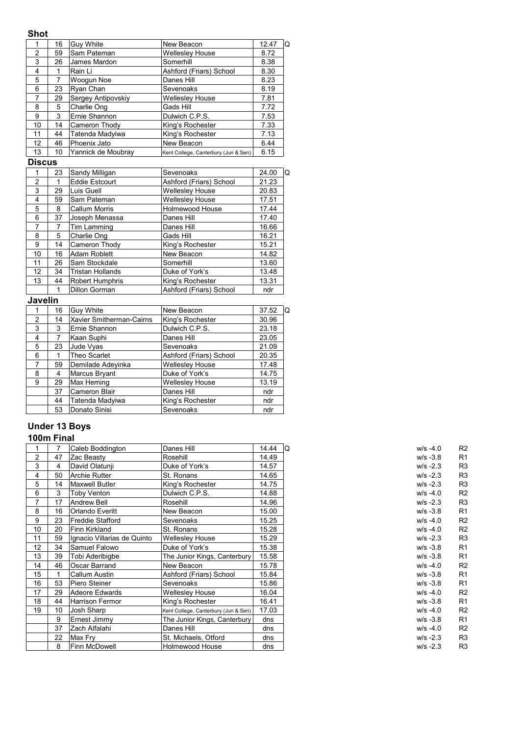### Shot

| | | | | | |
|---|---|---|---|---|---|
| 1 | 16 | Guy White | New Beacon | 12.47 | Q |
| 2 | 59 | Sam Pateman | Wellesley House | 8.72 | |
| 3 | 26 | James Mardon | Somerhill | 8.38 | |
| 4 | 1 | Rain Li | Ashford (Friars) School | 8.30 | |
| 5 | 7 | Woogun Noe | Danes Hill | 8.23 | |
| 6 | 23 | Ryan Chan | Sevenoaks | 8.19 | |
| 7 | 29 | Sergey Antipovskiy | Wellesley House | 7.81 | |
| 8 | 5 | Charlie Ong | Gads Hill | 7.72 | |
| 9 | 3 | Ernie Shannon | Dulwich C.P.S. | 7.53 | |
| 10 | 14 | Cameron Thody | King's Rochester | 7.33 | |
| 11 | 44 | Tatenda Madyiwa | King's Rochester | 7.13 | |
| 12 | 46 | Phoenix Jato | New Beacon | 6.44 | |
| 13 | 10 | Yannick de Moubray | Kent College, Canterbury (Jun & Sen) | 6.15 | |

### Discus

| | | | | | |
|---|---|---|---|---|---|
| 1 | 23 | Sandy Milligan | Sevenoaks | 24.00 | Q |
| 2 | 1 | Eddie Estcourt | Ashford (Friars) School | 21.23 | |
| 3 | 29 | Luis Guell | Wellesley House | 20.83 | |
| 4 | 59 | Sam Pateman | Wellesley House | 17.51 | |
| 5 | 8 | Callum Morris | Holmewood House | 17.44 | |
| 6 | 37 | Joseph Menassa | Danes Hill | 17.40 | |
| 7 | 7 | Tim Lamming | Danes Hill | 16.66 | |
| 8 | 5 | Charlie Ong | Gads Hill | 16.21 | |
| 9 | 14 | Cameron Thody | King's Rochester | 15.21 | |
| 10 | 16 | Adam Roblett | New Beacon | 14.82 | |
| 11 | 26 | Sam Stockdale | Somerhill | 13.60 | |
| 12 | 34 | Tristan Hollands | Duke of York's | 13.48 | |
| 13 | 44 | Robert Humphris | King's Rochester | 13.31 | |
| | 1 | Dillon Gorman | Ashford (Friars) School | ndr | |

### Javelin

| | | | | | |
|---|---|---|---|---|---|
| 1 | 16 | Guy White | New Beacon | 37.52 | Q |
| 2 | 14 | Xavier Smitherman-Cairns | King's Rochester | 30.96 | |
| 3 | 3 | Ernie Shannon | Dulwich C.P.S. | 23.18 | |
| 4 | 7 | Kaan Suphi | Danes Hill | 23.05 | |
| 5 | 23 | Jude Vyas | Sevenoaks | 21.09 | |
| 6 | 1 | Theo Scarlet | Ashford (Friars) School | 20.35 | |
| 7 | 59 | Demilade Adeyinka | Wellesley House | 17.48 | |
| 8 | 4 | Marcus Bryant | Duke of York's | 14.75 | |
| 9 | 29 | Max Heming | Wellesley House | 13.19 | |
| | 37 | Cameron Blair | Danes Hill | ndr | |
| | 44 | Tatenda Madyiwa | King's Rochester | ndr | |
| | 53 | Donato Sinisi | Sevenoaks | ndr | |

## Under 13 Boys

### 100m Final

| | | | | | | | |
|---|---|---|---|---|---|---|---|
| 1 | 7 | Caleb Boddington | Danes Hill | 14.44 | Q | w/s -4.0 | R2 |
| 2 | 47 | Zac Beasty | Rosehill | 14.49 | | w/s -3.8 | R1 |
| 3 | 4 | David Olatunji | Duke of York's | 14.57 | | w/s -2.3 | R3 |
| 4 | 50 | Archie Rutter | St. Ronans | 14.65 | | w/s -2.3 | R3 |
| 5 | 14 | Maxwell Butler | King's Rochester | 14.75 | | w/s -2.3 | R3 |
| 6 | 3 | Toby Venton | Dulwich C.P.S. | 14.88 | | w/s -4.0 | R2 |
| 7 | 17 | Andrew Bell | Rosehill | 14.96 | | w/s -2.3 | R3 |
| 8 | 16 | Orlando Everitt | New Beacon | 15.00 | | w/s -3.8 | R1 |
| 9 | 23 | Freddie Stafford | Sevenoaks | 15.25 | | w/s -4.0 | R2 |
| 10 | 20 | Finn Kirkland | St. Ronans | 15.28 | | w/s -4.0 | R2 |
| 11 | 59 | Ignacio Villarias de Quinto | Wellesley House | 15.29 | | w/s -2.3 | R3 |
| 12 | 34 | Samuel Falowo | Duke of York's | 15.38 | | w/s -3.8 | R1 |
| 13 | 39 | Tobi Aderibigbe | The Junior Kings, Canterbury | 15.58 | | w/s -3.8 | R1 |
| 14 | 46 | Oscar Barrand | New Beacon | 15.78 | | w/s -4.0 | R2 |
| 15 | 1 | Callum Austin | Ashford (Friars) School | 15.84 | | w/s -3.8 | R1 |
| 16 | 53 | Piero Steiner | Sevenoaks | 15.86 | | w/s -3.8 | R1 |
| 17 | 29 | Adeore Edwards | Wellesley House | 16.04 | | w/s -4.0 | R2 |
| 18 | 44 | Harrison Fermor | King's Rochester | 16.41 | | w/s -3.8 | R1 |
| 19 | 10 | Josh Sharp | Kent College, Canterbury (Jun & Sen) | 17.03 | | w/s -4.0 | R2 |
| | 9 | Ernest Jimmy | The Junior Kings, Canterbury | dns | | w/s -3.8 | R1 |
| | 37 | Zach Alfalahi | Danes Hill | dns | | w/s -4.0 | R2 |
| | 22 | Max Fry | St. Michaels, Otford | dns | | w/s -2.3 | R3 |
| | 8 | Finn McDowell | Holmewood House | dns | | w/s -2.3 | R3 |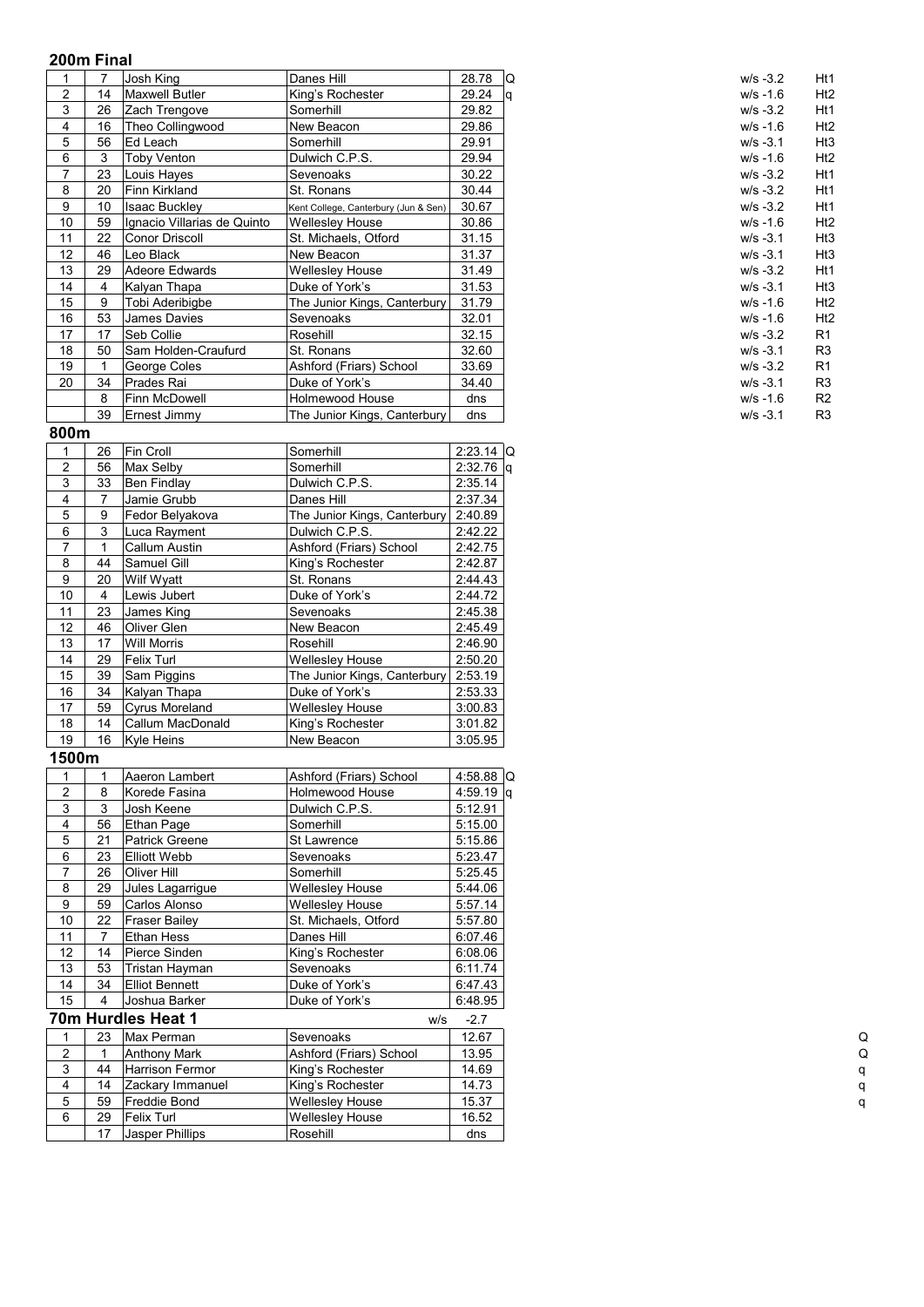## 200m Final

| Pos | No. | Name | School | Time | Q | Wind | Heat |
|---|---|---|---|---|---|---|---|
| 1 | 7 | Josh King | Danes Hill | 28.78 | Q | w/s -3.2 | Ht1 |
| 2 | 14 | Maxwell Butler | King's Rochester | 29.24 | q | w/s -1.6 | Ht2 |
| 3 | 26 | Zach Trengove | Somerhill | 29.82 | | w/s -3.2 | Ht1 |
| 4 | 16 | Theo Collingwood | New Beacon | 29.86 | | w/s -1.6 | Ht2 |
| 5 | 56 | Ed Leach | Somerhill | 29.91 | | w/s -3.1 | Ht3 |
| 6 | 3 | Toby Venton | Dulwich C.P.S. | 29.94 | | w/s -1.6 | Ht2 |
| 7 | 23 | Louis Hayes | Sevenoaks | 30.22 | | w/s -3.2 | Ht1 |
| 8 | 20 | Finn Kirkland | St. Ronans | 30.44 | | w/s -3.2 | Ht1 |
| 9 | 10 | Isaac Buckley | Kent College, Canterbury (Jun & Sen) | 30.67 | | w/s -3.2 | Ht1 |
| 10 | 59 | Ignacio Villarias de Quinto | Wellesley House | 30.86 | | w/s -1.6 | Ht2 |
| 11 | 22 | Conor Driscoll | St. Michaels, Otford | 31.15 | | w/s -3.1 | Ht3 |
| 12 | 46 | Leo Black | New Beacon | 31.37 | | w/s -3.1 | Ht3 |
| 13 | 29 | Adeore Edwards | Wellesley House | 31.49 | | w/s -3.2 | Ht1 |
| 14 | 4 | Kalyan Thapa | Duke of York's | 31.53 | | w/s -3.1 | Ht3 |
| 15 | 9 | Tobi Aderibigbe | The Junior Kings, Canterbury | 31.79 | | w/s -1.6 | Ht2 |
| 16 | 53 | James Davies | Sevenoaks | 32.01 | | w/s -1.6 | Ht2 |
| 17 | 17 | Seb Collie | Rosehill | 32.15 | | w/s -3.2 | R1 |
| 18 | 50 | Sam Holden-Craufurd | St. Ronans | 32.60 | | w/s -3.1 | R3 |
| 19 | 1 | George Coles | Ashford (Friars) School | 33.69 | | w/s -3.2 | R1 |
| 20 | 34 | Prades Rai | Duke of York's | 34.40 | | w/s -3.1 | R3 |
| | 8 | Finn McDowell | Holmewood House | dns | | w/s -1.6 | R2 |
| | 39 | Ernest Jimmy | The Junior Kings, Canterbury | dns | | w/s -3.1 | R3 |

## 800m

| Pos | No. | Name | School | Time | Q |
|---|---|---|---|---|---|
| 1 | 26 | Fin Croll | Somerhill | 2:23.14 | Q |
| 2 | 56 | Max Selby | Somerhill | 2:32.76 | q |
| 3 | 33 | Ben Findlay | Dulwich C.P.S. | 2:35.14 | |
| 4 | 7 | Jamie Grubb | Danes Hill | 2:37.34 | |
| 5 | 9 | Fedor Belyakova | The Junior Kings, Canterbury | 2:40.89 | |
| 6 | 3 | Luca Rayment | Dulwich C.P.S. | 2:42.22 | |
| 7 | 1 | Callum Austin | Ashford (Friars) School | 2:42.75 | |
| 8 | 44 | Samuel Gill | King's Rochester | 2:42.87 | |
| 9 | 20 | Wilf Wyatt | St. Ronans | 2:44.43 | |
| 10 | 4 | Lewis Jubert | Duke of York's | 2:44.72 | |
| 11 | 23 | James King | Sevenoaks | 2:45.38 | |
| 12 | 46 | Oliver Glen | New Beacon | 2:45.49 | |
| 13 | 17 | Will Morris | Rosehill | 2:46.90 | |
| 14 | 29 | Felix Turl | Wellesley House | 2:50.20 | |
| 15 | 39 | Sam Piggins | The Junior Kings, Canterbury | 2:53.19 | |
| 16 | 34 | Kalyan Thapa | Duke of York's | 2:53.33 | |
| 17 | 59 | Cyrus Moreland | Wellesley House | 3:00.83 | |
| 18 | 14 | Callum MacDonald | King's Rochester | 3:01.82 | |
| 19 | 16 | Kyle Heins | New Beacon | 3:05.95 | |

## 1500m

| Pos | No. | Name | School | Time | Q |
|---|---|---|---|---|---|
| 1 | 1 | Aaeron Lambert | Ashford (Friars) School | 4:58.88 | Q |
| 2 | 8 | Korede Fasina | Holmewood House | 4:59.19 | q |
| 3 | 3 | Josh Keene | Dulwich C.P.S. | 5:12.91 | |
| 4 | 56 | Ethan Page | Somerhill | 5:15.00 | |
| 5 | 21 | Patrick Greene | St Lawrence | 5:15.86 | |
| 6 | 23 | Elliott Webb | Sevenoaks | 5:23.47 | |
| 7 | 26 | Oliver Hill | Somerhill | 5:25.45 | |
| 8 | 29 | Jules Lagarrigue | Wellesley House | 5:44.06 | |
| 9 | 59 | Carlos Alonso | Wellesley House | 5:57.14 | |
| 10 | 22 | Fraser Bailey | St. Michaels, Otford | 5:57.80 | |
| 11 | 7 | Ethan Hess | Danes Hill | 6:07.46 | |
| 12 | 14 | Pierce Sinden | King's Rochester | 6:08.06 | |
| 13 | 53 | Tristan Hayman | Sevenoaks | 6:11.74 | |
| 14 | 34 | Elliot Bennett | Duke of York's | 6:47.43 | |
| 15 | 4 | Joshua Barker | Duke of York's | 6:48.95 | |

## 70m Hurdles Heat 1

w/s -2.7

| Pos | No. | Name | School | Time | Q |
|---|---|---|---|---|---|
| 1 | 23 | Max Perman | Sevenoaks | 12.67 | Q |
| 2 | 1 | Anthony Mark | Ashford (Friars) School | 13.95 | Q |
| 3 | 44 | Harrison Fermor | King's Rochester | 14.69 | q |
| 4 | 14 | Zackary Immanuel | King's Rochester | 14.73 | q |
| 5 | 59 | Freddie Bond | Wellesley House | 15.37 | q |
| 6 | 29 | Felix Turl | Wellesley House | 16.52 | |
| | 17 | Jasper Phillips | Rosehill | dns | |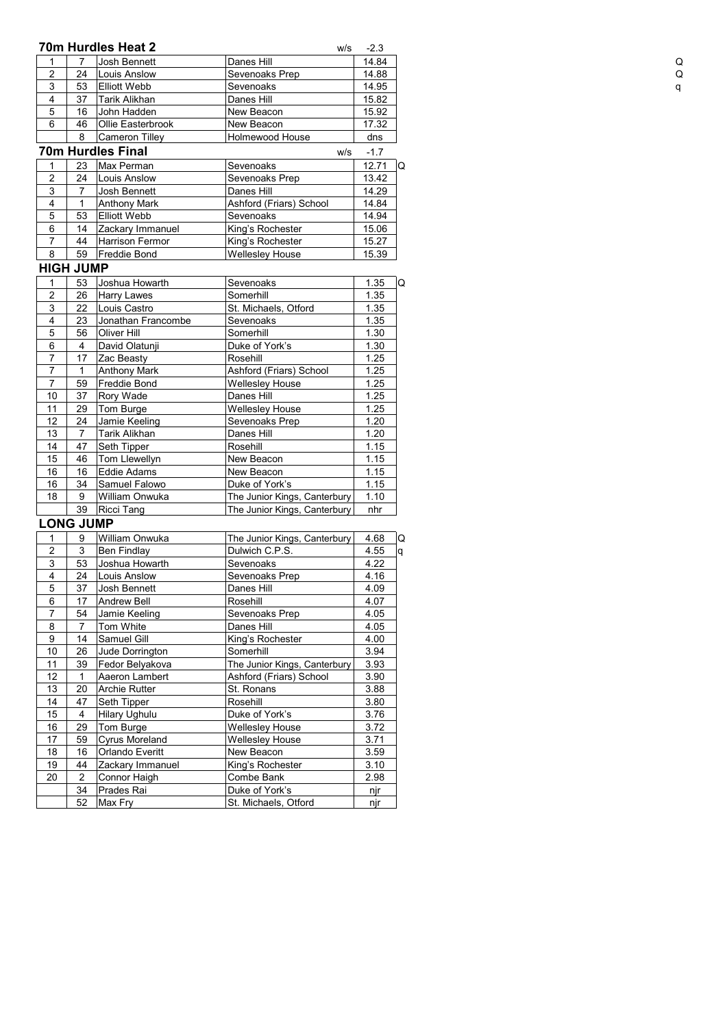## 70m Hurdles Heat 2

w/s -2.3

| Pos | No. | Name | School | Result | |
|---|---|---|---|---|---|
| 1 | 7 | Josh Bennett | Danes Hill | 14.84 | Q |
| 2 | 24 | Louis Anslow | Sevenoaks Prep | 14.88 | Q |
| 3 | 53 | Elliott Webb | Sevenoaks | 14.95 | q |
| 4 | 37 | Tarik Alikhan | Danes Hill | 15.82 | |
| 5 | 16 | John Hadden | New Beacon | 15.92 | |
| 6 | 46 | Ollie Easterbrook | New Beacon | 17.32 | |
| | 8 | Cameron Tilley | Holmewood House | dns | |

## 70m Hurdles Final

w/s -1.7

| Pos | No. | Name | School | Result | |
|---|---|---|---|---|---|
| 1 | 23 | Max Perman | Sevenoaks | 12.71 | Q |
| 2 | 24 | Louis Anslow | Sevenoaks Prep | 13.42 | |
| 3 | 7 | Josh Bennett | Danes Hill | 14.29 | |
| 4 | 1 | Anthony Mark | Ashford (Friars) School | 14.84 | |
| 5 | 53 | Elliott Webb | Sevenoaks | 14.94 | |
| 6 | 14 | Zackary Immanuel | King's Rochester | 15.06 | |
| 7 | 44 | Harrison Fermor | King's Rochester | 15.27 | |
| 8 | 59 | Freddie Bond | Wellesley House | 15.39 | |

## HIGH JUMP

| Pos | No. | Name | School | Result | |
|---|---|---|---|---|---|
| 1 | 53 | Joshua Howarth | Sevenoaks | 1.35 | Q |
| 2 | 26 | Harry Lawes | Somerhill | 1.35 | |
| 3 | 22 | Louis Castro | St. Michaels, Otford | 1.35 | |
| 4 | 23 | Jonathan Francombe | Sevenoaks | 1.35 | |
| 5 | 56 | Oliver Hill | Somerhill | 1.30 | |
| 6 | 4 | David Olatunji | Duke of York's | 1.30 | |
| 7 | 17 | Zac Beasty | Rosehill | 1.25 | |
| 7 | 1 | Anthony Mark | Ashford (Friars) School | 1.25 | |
| 7 | 59 | Freddie Bond | Wellesley House | 1.25 | |
| 10 | 37 | Rory Wade | Danes Hill | 1.25 | |
| 11 | 29 | Tom Burge | Wellesley House | 1.25 | |
| 12 | 24 | Jamie Keeling | Sevenoaks Prep | 1.20 | |
| 13 | 7 | Tarik Alikhan | Danes Hill | 1.20 | |
| 14 | 47 | Seth Tipper | Rosehill | 1.15 | |
| 15 | 46 | Tom Llewellyn | New Beacon | 1.15 | |
| 16 | 16 | Eddie Adams | New Beacon | 1.15 | |
| 16 | 34 | Samuel Falowo | Duke of York's | 1.15 | |
| 18 | 9 | William Onwuka | The Junior Kings, Canterbury | 1.10 | |
| | 39 | Ricci Tang | The Junior Kings, Canterbury | nhr | |

## LONG JUMP

| Pos | No. | Name | School | Result | |
|---|---|---|---|---|---|
| 1 | 9 | William Onwuka | The Junior Kings, Canterbury | 4.68 | Q |
| 2 | 3 | Ben Findlay | Dulwich C.P.S. | 4.55 | q |
| 3 | 53 | Joshua Howarth | Sevenoaks | 4.22 | |
| 4 | 24 | Louis Anslow | Sevenoaks Prep | 4.16 | |
| 5 | 37 | Josh Bennett | Danes Hill | 4.09 | |
| 6 | 17 | Andrew Bell | Rosehill | 4.07 | |
| 7 | 54 | Jamie Keeling | Sevenoaks Prep | 4.05 | |
| 8 | 7 | Tom White | Danes Hill | 4.05 | |
| 9 | 14 | Samuel Gill | King's Rochester | 4.00 | |
| 10 | 26 | Jude Dorrington | Somerhill | 3.94 | |
| 11 | 39 | Fedor Belyakova | The Junior Kings, Canterbury | 3.93 | |
| 12 | 1 | Aaeron Lambert | Ashford (Friars) School | 3.90 | |
| 13 | 20 | Archie Rutter | St. Ronans | 3.88 | |
| 14 | 47 | Seth Tipper | Rosehill | 3.80 | |
| 15 | 4 | Hilary Ughulu | Duke of York's | 3.76 | |
| 16 | 29 | Tom Burge | Wellesley House | 3.72 | |
| 17 | 59 | Cyrus Moreland | Wellesley House | 3.71 | |
| 18 | 16 | Orlando Everitt | New Beacon | 3.59 | |
| 19 | 44 | Zackary Immanuel | King's Rochester | 3.10 | |
| 20 | 2 | Connor Haigh | Combe Bank | 2.98 | |
| | 34 | Prades Rai | Duke of York's | njr | |
| | 52 | Max Fry | St. Michaels, Otford | njr | |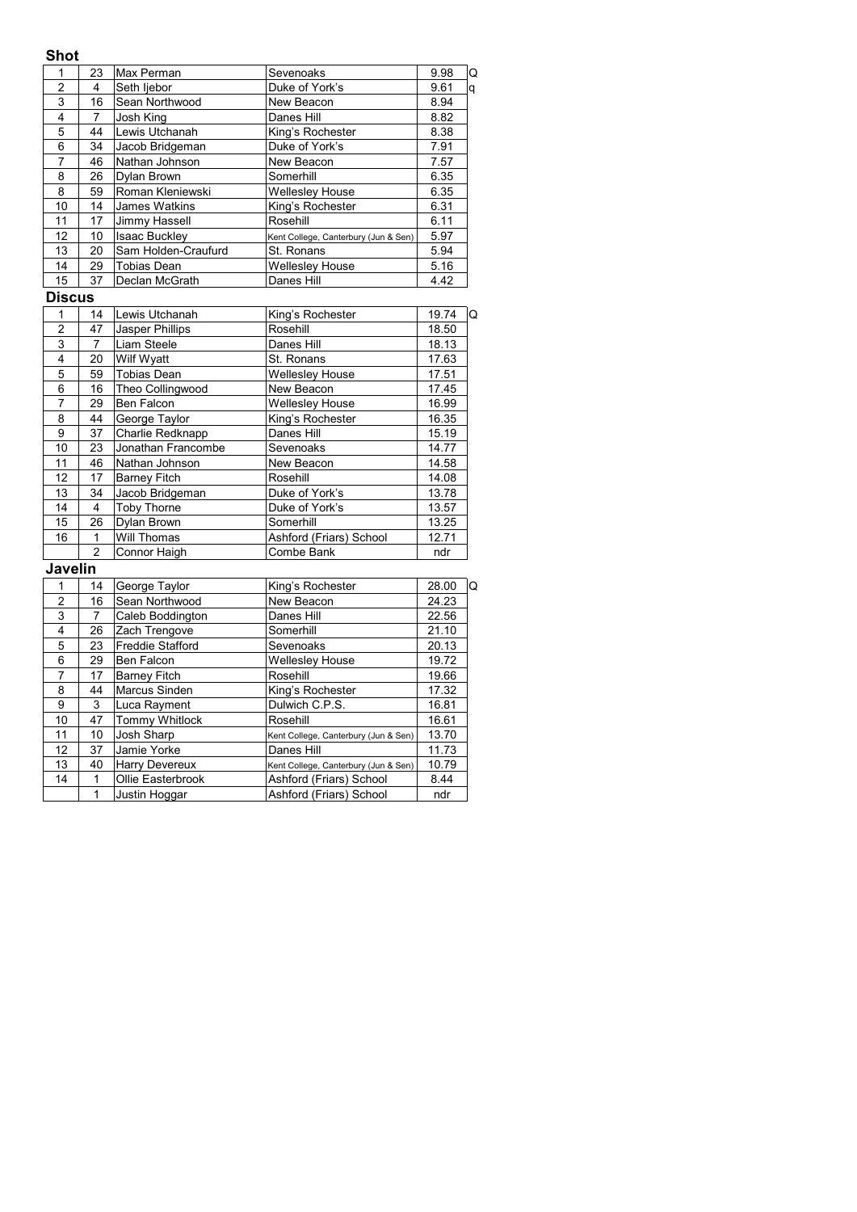## Shot

| | | | | | |
|---|---|---|---|---|---|
| 1 | 23 | Max Perman | Sevenoaks | 9.98 | Q |
| 2 | 4 | Seth Ijebor | Duke of York's | 9.61 | q |
| 3 | 16 | Sean Northwood | New Beacon | 8.94 | |
| 4 | 7 | Josh King | Danes Hill | 8.82 | |
| 5 | 44 | Lewis Utchanah | King's Rochester | 8.38 | |
| 6 | 34 | Jacob Bridgeman | Duke of York's | 7.91 | |
| 7 | 46 | Nathan Johnson | New Beacon | 7.57 | |
| 8 | 26 | Dylan Brown | Somerhill | 6.35 | |
| 8 | 59 | Roman Kleniewski | Wellesley House | 6.35 | |
| 10 | 14 | James Watkins | King's Rochester | 6.31 | |
| 11 | 17 | Jimmy Hassell | Rosehill | 6.11 | |
| 12 | 10 | Isaac Buckley | Kent College, Canterbury (Jun & Sen) | 5.97 | |
| 13 | 20 | Sam Holden-Craufurd | St. Ronans | 5.94 | |
| 14 | 29 | Tobias Dean | Wellesley House | 5.16 | |
| 15 | 37 | Declan McGrath | Danes Hill | 4.42 | |

## Discus

| | | | | | |
|---|---|---|---|---|---|
| 1 | 14 | Lewis Utchanah | King's Rochester | 19.74 | Q |
| 2 | 47 | Jasper Phillips | Rosehill | 18.50 | |
| 3 | 7 | Liam Steele | Danes Hill | 18.13 | |
| 4 | 20 | Wilf Wyatt | St. Ronans | 17.63 | |
| 5 | 59 | Tobias Dean | Wellesley House | 17.51 | |
| 6 | 16 | Theo Collingwood | New Beacon | 17.45 | |
| 7 | 29 | Ben Falcon | Wellesley House | 16.99 | |
| 8 | 44 | George Taylor | King's Rochester | 16.35 | |
| 9 | 37 | Charlie Redknapp | Danes Hill | 15.19 | |
| 10 | 23 | Jonathan Francombe | Sevenoaks | 14.77 | |
| 11 | 46 | Nathan Johnson | New Beacon | 14.58 | |
| 12 | 17 | Barney Fitch | Rosehill | 14.08 | |
| 13 | 34 | Jacob Bridgeman | Duke of York's | 13.78 | |
| 14 | 4 | Toby Thorne | Duke of York's | 13.57 | |
| 15 | 26 | Dylan Brown | Somerhill | 13.25 | |
| 16 | 1 | Will Thomas | Ashford (Friars) School | 12.71 | |
| | 2 | Connor Haigh | Combe Bank | ndr | |

## Javelin

| | | | | | |
|---|---|---|---|---|---|
| 1 | 14 | George Taylor | King's Rochester | 28.00 | Q |
| 2 | 16 | Sean Northwood | New Beacon | 24.23 | |
| 3 | 7 | Caleb Boddington | Danes Hill | 22.56 | |
| 4 | 26 | Zach Trengove | Somerhill | 21.10 | |
| 5 | 23 | Freddie Stafford | Sevenoaks | 20.13 | |
| 6 | 29 | Ben Falcon | Wellesley House | 19.72 | |
| 7 | 17 | Barney Fitch | Rosehill | 19.66 | |
| 8 | 44 | Marcus Sinden | King's Rochester | 17.32 | |
| 9 | 3 | Luca Rayment | Dulwich C.P.S. | 16.81 | |
| 10 | 47 | Tommy Whitlock | Rosehill | 16.61 | |
| 11 | 10 | Josh Sharp | Kent College, Canterbury (Jun & Sen) | 13.70 | |
| 12 | 37 | Jamie Yorke | Danes Hill | 11.73 | |
| 13 | 40 | Harry Devereux | Kent College, Canterbury (Jun & Sen) | 10.79 | |
| 14 | 1 | Ollie Easterbrook | Ashford (Friars) School | 8.44 | |
| | 1 | Justin Hoggar | Ashford (Friars) School | ndr | |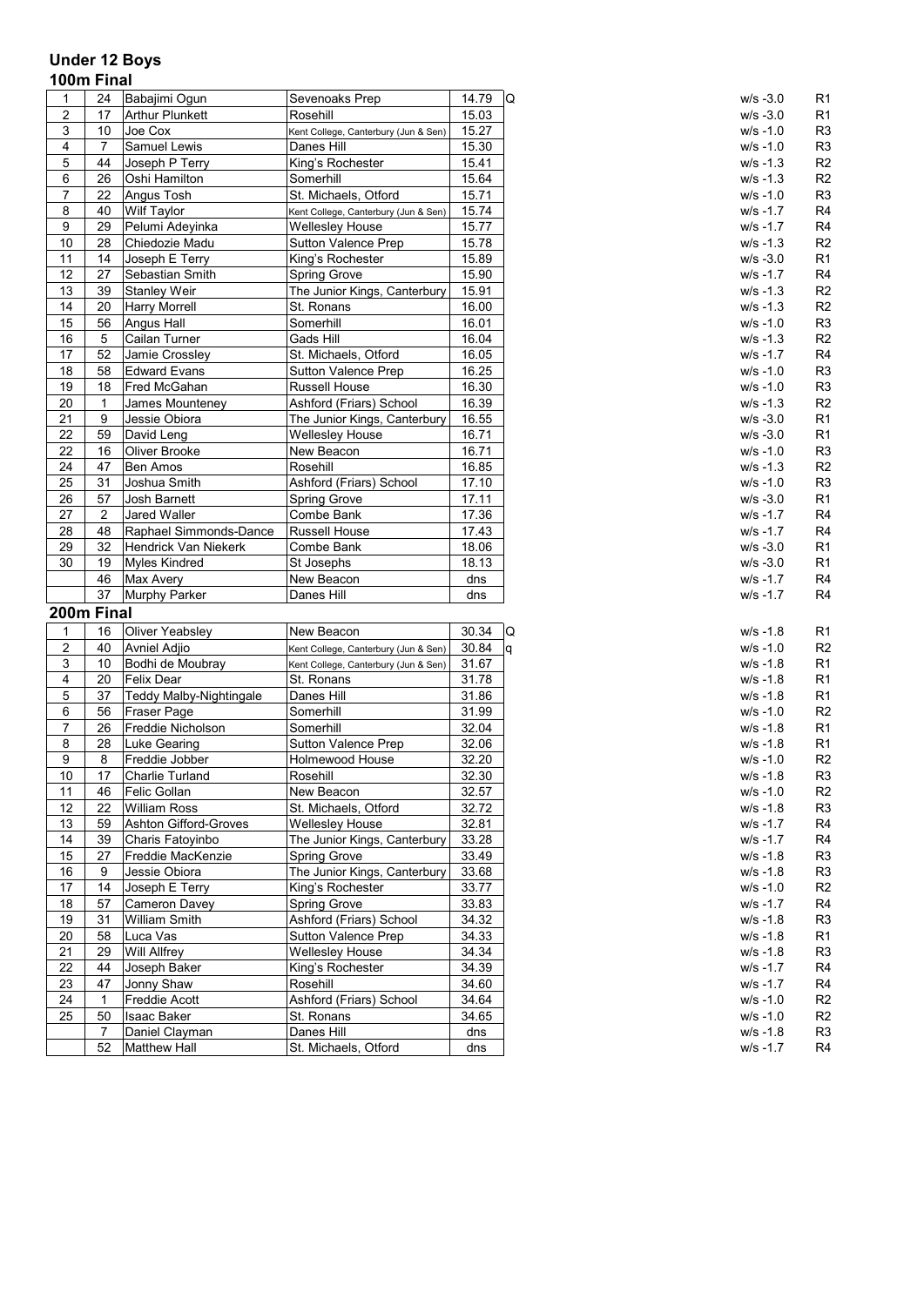## Under 12 Boys

### 100m Final

| | | | | | | | |
|---|---|---|---|---|---|---|---|
| 1 | 24 | Babajimi Ogun | Sevenoaks Prep | 14.79 | Q | w/s -3.0 | R1 |
| 2 | 17 | Arthur Plunkett | Rosehill | 15.03 | | w/s -3.0 | R1 |
| 3 | 10 | Joe Cox | Kent College, Canterbury (Jun & Sen) | 15.27 | | w/s -1.0 | R3 |
| 4 | 7 | Samuel Lewis | Danes Hill | 15.30 | | w/s -1.0 | R3 |
| 5 | 44 | Joseph P Terry | King's Rochester | 15.41 | | w/s -1.3 | R2 |
| 6 | 26 | Oshi Hamilton | Somerhill | 15.64 | | w/s -1.3 | R2 |
| 7 | 22 | Angus Tosh | St. Michaels, Otford | 15.71 | | w/s -1.0 | R3 |
| 8 | 40 | Wilf Taylor | Kent College, Canterbury (Jun & Sen) | 15.74 | | w/s -1.7 | R4 |
| 9 | 29 | Pelumi Adeyinka | Wellesley House | 15.77 | | w/s -1.7 | R4 |
| 10 | 28 | Chiedozie Madu | Sutton Valence Prep | 15.78 | | w/s -1.3 | R2 |
| 11 | 14 | Joseph E Terry | King's Rochester | 15.89 | | w/s -3.0 | R1 |
| 12 | 27 | Sebastian Smith | Spring Grove | 15.90 | | w/s -1.7 | R4 |
| 13 | 39 | Stanley Weir | The Junior Kings, Canterbury | 15.91 | | w/s -1.3 | R2 |
| 14 | 20 | Harry Morrell | St. Ronans | 16.00 | | w/s -1.3 | R2 |
| 15 | 56 | Angus Hall | Somerhill | 16.01 | | w/s -1.0 | R3 |
| 16 | 5 | Cailan Turner | Gads Hill | 16.04 | | w/s -1.3 | R2 |
| 17 | 52 | Jamie Crossley | St. Michaels, Otford | 16.05 | | w/s -1.7 | R4 |
| 18 | 58 | Edward Evans | Sutton Valence Prep | 16.25 | | w/s -1.0 | R3 |
| 19 | 18 | Fred McGahan | Russell House | 16.30 | | w/s -1.0 | R3 |
| 20 | 1 | James Mounteney | Ashford (Friars) School | 16.39 | | w/s -1.3 | R2 |
| 21 | 9 | Jessie Obiora | The Junior Kings, Canterbury | 16.55 | | w/s -3.0 | R1 |
| 22 | 59 | David Leng | Wellesley House | 16.71 | | w/s -3.0 | R1 |
| 22 | 16 | Oliver Brooke | New Beacon | 16.71 | | w/s -1.0 | R3 |
| 24 | 47 | Ben Amos | Rosehill | 16.85 | | w/s -1.3 | R2 |
| 25 | 31 | Joshua Smith | Ashford (Friars) School | 17.10 | | w/s -1.0 | R3 |
| 26 | 57 | Josh Barnett | Spring Grove | 17.11 | | w/s -3.0 | R1 |
| 27 | 2 | Jared Waller | Combe Bank | 17.36 | | w/s -1.7 | R4 |
| 28 | 48 | Raphael Simmonds-Dance | Russell House | 17.43 | | w/s -1.7 | R4 |
| 29 | 32 | Hendrick Van Niekerk | Combe Bank | 18.06 | | w/s -3.0 | R1 |
| 30 | 19 | Myles Kindred | St Josephs | 18.13 | | w/s -3.0 | R1 |
| | 46 | Max Avery | New Beacon | dns | | w/s -1.7 | R4 |
| | 37 | Murphy Parker | Danes Hill | dns | | w/s -1.7 | R4 |

### 200m Final

| | | | | | | | |
|---|---|---|---|---|---|---|---|
| 1 | 16 | Oliver Yeabsley | New Beacon | 30.34 | Q | w/s -1.8 | R1 |
| 2 | 40 | Avniel Adjio | Kent College, Canterbury (Jun & Sen) | 30.84 | q | w/s -1.0 | R2 |
| 3 | 10 | Bodhi de Moubray | Kent College, Canterbury (Jun & Sen) | 31.67 | | w/s -1.8 | R1 |
| 4 | 20 | Felix Dear | St. Ronans | 31.78 | | w/s -1.8 | R1 |
| 5 | 37 | Teddy Malby-Nightingale | Danes Hill | 31.86 | | w/s -1.8 | R1 |
| 6 | 56 | Fraser Page | Somerhill | 31.99 | | w/s -1.0 | R2 |
| 7 | 26 | Freddie Nicholson | Somerhill | 32.04 | | w/s -1.8 | R1 |
| 8 | 28 | Luke Gearing | Sutton Valence Prep | 32.06 | | w/s -1.8 | R1 |
| 9 | 8 | Freddie Jobber | Holmewood House | 32.20 | | w/s -1.0 | R2 |
| 10 | 17 | Charlie Turland | Rosehill | 32.30 | | w/s -1.8 | R3 |
| 11 | 46 | Felic Gollan | New Beacon | 32.57 | | w/s -1.0 | R2 |
| 12 | 22 | William Ross | St. Michaels, Otford | 32.72 | | w/s -1.8 | R3 |
| 13 | 59 | Ashton Gifford-Groves | Wellesley House | 32.81 | | w/s -1.7 | R4 |
| 14 | 39 | Charis Fatoyinbo | The Junior Kings, Canterbury | 33.28 | | w/s -1.7 | R4 |
| 15 | 27 | Freddie MacKenzie | Spring Grove | 33.49 | | w/s -1.8 | R3 |
| 16 | 9 | Jessie Obiora | The Junior Kings, Canterbury | 33.68 | | w/s -1.8 | R3 |
| 17 | 14 | Joseph E Terry | King's Rochester | 33.77 | | w/s -1.0 | R2 |
| 18 | 57 | Cameron Davey | Spring Grove | 33.83 | | w/s -1.7 | R4 |
| 19 | 31 | William Smith | Ashford (Friars) School | 34.32 | | w/s -1.8 | R3 |
| 20 | 58 | Luca Vas | Sutton Valence Prep | 34.33 | | w/s -1.8 | R1 |
| 21 | 29 | Will Allfrey | Wellesley House | 34.34 | | w/s -1.8 | R3 |
| 22 | 44 | Joseph Baker | King's Rochester | 34.39 | | w/s -1.7 | R4 |
| 23 | 47 | Jonny Shaw | Rosehill | 34.60 | | w/s -1.7 | R4 |
| 24 | 1 | Freddie Acott | Ashford (Friars) School | 34.64 | | w/s -1.0 | R2 |
| 25 | 50 | Isaac Baker | St. Ronans | 34.65 | | w/s -1.0 | R2 |
| | 7 | Daniel Clayman | Danes Hill | dns | | w/s -1.8 | R3 |
| | 52 | Matthew Hall | St. Michaels, Otford | dns | | w/s -1.7 | R4 |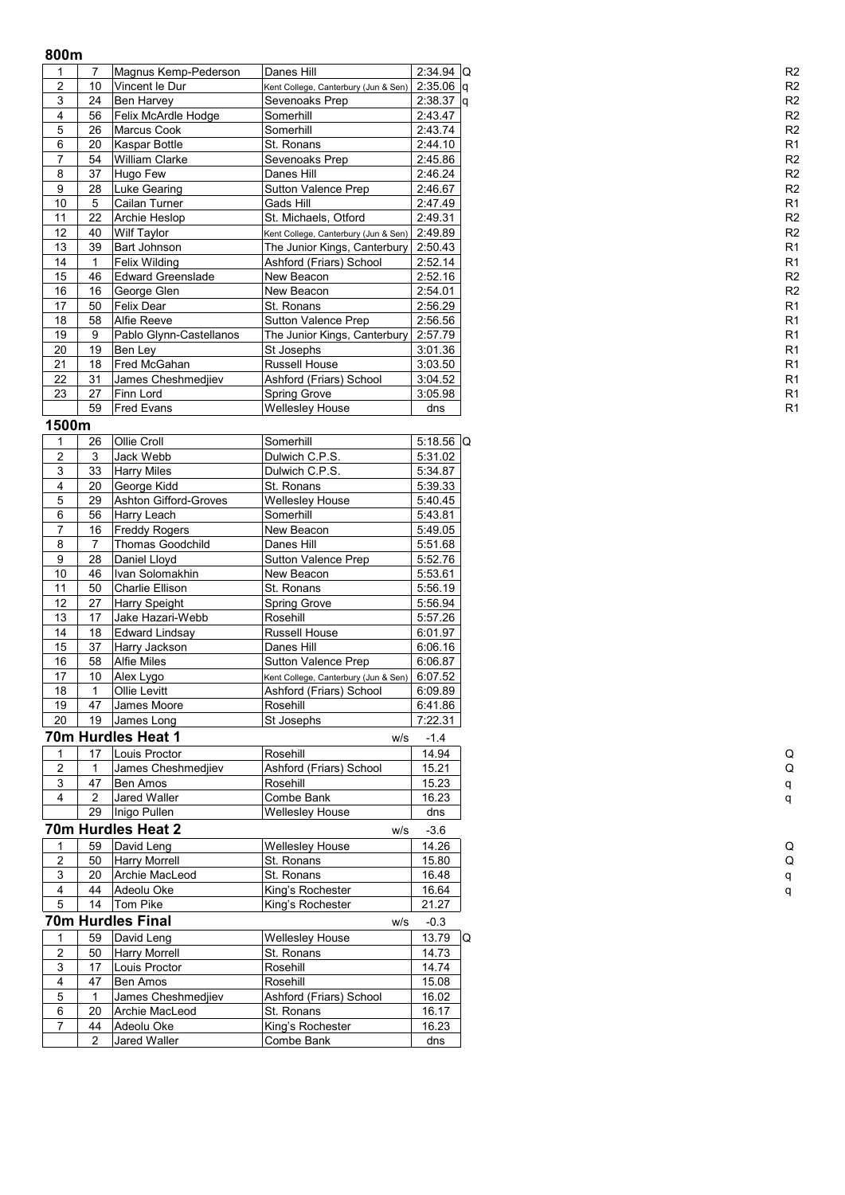## 800m

| Pos | No. | Name | School | Time | Q | Race |
|---|---|---|---|---|---|---|
| 1 | 7 | Magnus Kemp-Pederson | Danes Hill | 2:34.94 | Q | R2 |
| 2 | 10 | Vincent le Dur | Kent College, Canterbury (Jun & Sen) | 2:35.06 | q | R2 |
| 3 | 24 | Ben Harvey | Sevenoaks Prep | 2:38.37 | q | R2 |
| 4 | 56 | Felix McArdle Hodge | Somerhill | 2:43.47 | | R2 |
| 5 | 26 | Marcus Cook | Somerhill | 2:43.74 | | R2 |
| 6 | 20 | Kaspar Bottle | St. Ronans | 2:44.10 | | R1 |
| 7 | 54 | William Clarke | Sevenoaks Prep | 2:45.86 | | R2 |
| 8 | 37 | Hugo Few | Danes Hill | 2:46.24 | | R2 |
| 9 | 28 | Luke Gearing | Sutton Valence Prep | 2:46.67 | | R2 |
| 10 | 5 | Cailan Turner | Gads Hill | 2:47.49 | | R1 |
| 11 | 22 | Archie Heslop | St. Michaels, Otford | 2:49.31 | | R2 |
| 12 | 40 | Wilf Taylor | Kent College, Canterbury (Jun & Sen) | 2:49.89 | | R2 |
| 13 | 39 | Bart Johnson | The Junior Kings, Canterbury | 2:50.43 | | R1 |
| 14 | 1 | Felix Wilding | Ashford (Friars) School | 2:52.14 | | R1 |
| 15 | 46 | Edward Greenslade | New Beacon | 2:52.16 | | R2 |
| 16 | 16 | George Glen | New Beacon | 2:54.01 | | R2 |
| 17 | 50 | Felix Dear | St. Ronans | 2:56.29 | | R1 |
| 18 | 58 | Alfie Reeve | Sutton Valence Prep | 2:56.56 | | R1 |
| 19 | 9 | Pablo Glynn-Castellanos | The Junior Kings, Canterbury | 2:57.79 | | R1 |
| 20 | 19 | Ben Ley | St Josephs | 3:01.36 | | R1 |
| 21 | 18 | Fred McGahan | Russell House | 3:03.50 | | R1 |
| 22 | 31 | James Cheshmedjiev | Ashford (Friars) School | 3:04.52 | | R1 |
| 23 | 27 | Finn Lord | Spring Grove | 3:05.98 | | R1 |
| | 59 | Fred Evans | Wellesley House | dns | | R1 |

## 1500m

| Pos | No. | Name | School | Time | Q |
|---|---|---|---|---|---|
| 1 | 26 | Ollie Croll | Somerhill | 5:18.56 | Q |
| 2 | 3 | Jack Webb | Dulwich C.P.S. | 5:31.02 | |
| 3 | 33 | Harry Miles | Dulwich C.P.S. | 5:34.87 | |
| 4 | 20 | George Kidd | St. Ronans | 5:39.33 | |
| 5 | 29 | Ashton Gifford-Groves | Wellesley House | 5:40.45 | |
| 6 | 56 | Harry Leach | Somerhill | 5:43.81 | |
| 7 | 16 | Freddy Rogers | New Beacon | 5:49.05 | |
| 8 | 7 | Thomas Goodchild | Danes Hill | 5:51.68 | |
| 9 | 28 | Daniel Lloyd | Sutton Valence Prep | 5:52.76 | |
| 10 | 46 | Ivan Solomakhin | New Beacon | 5:53.61 | |
| 11 | 50 | Charlie Ellison | St. Ronans | 5:56.19 | |
| 12 | 27 | Harry Speight | Spring Grove | 5:56.94 | |
| 13 | 17 | Jake Hazari-Webb | Rosehill | 5:57.26 | |
| 14 | 18 | Edward Lindsay | Russell House | 6:01.97 | |
| 15 | 37 | Harry Jackson | Danes Hill | 6:06.16 | |
| 16 | 58 | Alfie Miles | Sutton Valence Prep | 6:06.87 | |
| 17 | 10 | Alex Lygo | Kent College, Canterbury (Jun & Sen) | 6:07.52 | |
| 18 | 1 | Ollie Levitt | Ashford (Friars) School | 6:09.89 | |
| 19 | 47 | James Moore | Rosehill | 6:41.86 | |
| 20 | 19 | James Long | St Josephs | 7:22.31 | |

## 70m Hurdles Heat 1

w/s -1.4

| Pos | No. | Name | School | Time | Q |
|---|---|---|---|---|---|
| 1 | 17 | Louis Proctor | Rosehill | 14.94 | Q |
| 2 | 1 | James Cheshmedjiev | Ashford (Friars) School | 15.21 | Q |
| 3 | 47 | Ben Amos | Rosehill | 15.23 | q |
| 4 | 2 | Jared Waller | Combe Bank | 16.23 | q |
| | 29 | Inigo Pullen | Wellesley House | dns | |

## 70m Hurdles Heat 2

w/s -3.6

| Pos | No. | Name | School | Time | Q |
|---|---|---|---|---|---|
| 1 | 59 | David Leng | Wellesley House | 14.26 | Q |
| 2 | 50 | Harry Morrell | St. Ronans | 15.80 | Q |
| 3 | 20 | Archie MacLeod | St. Ronans | 16.48 | q |
| 4 | 44 | Adeolu Oke | King's Rochester | 16.64 | q |
| 5 | 14 | Tom Pike | King's Rochester | 21.27 | |

## 70m Hurdles Final

w/s -0.3

| Pos | No. | Name | School | Time | Q |
|---|---|---|---|---|---|
| 1 | 59 | David Leng | Wellesley House | 13.79 | Q |
| 2 | 50 | Harry Morrell | St. Ronans | 14.73 | |
| 3 | 17 | Louis Proctor | Rosehill | 14.74 | |
| 4 | 47 | Ben Amos | Rosehill | 15.08 | |
| 5 | 1 | James Cheshmedjiev | Ashford (Friars) School | 16.02 | |
| 6 | 20 | Archie MacLeod | St. Ronans | 16.17 | |
| 7 | 44 | Adeolu Oke | King's Rochester | 16.23 | |
| | 2 | Jared Waller | Combe Bank | dns | |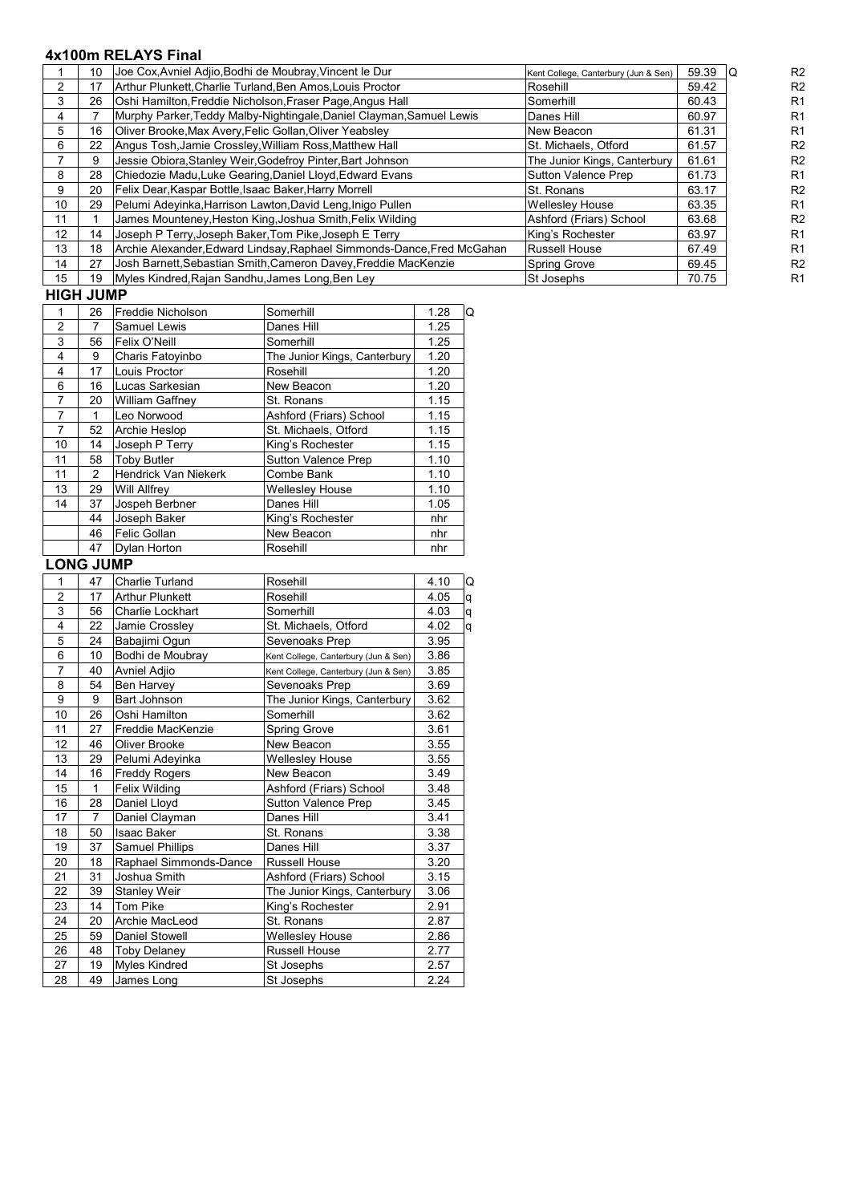## 4x100m RELAYS Final

| | | | | | | |
|---|---|---|---|---|---|---|
| 1 | 10 | Joe Cox,Avniel Adjio,Bodhi de Moubray,Vincent le Dur | Kent College, Canterbury (Jun & Sen) | 59.39 | Q | R2 |
| 2 | 17 | Arthur Plunkett,Charlie Turland,Ben Amos,Louis Proctor | Rosehill | 59.42 | | R2 |
| 3 | 26 | Oshi Hamilton,Freddie Nicholson,Fraser Page,Angus Hall | Somerhill | 60.43 | | R1 |
| 4 | 7 | Murphy Parker,Teddy Malby-Nightingale,Daniel Clayman,Samuel Lewis | Danes Hill | 60.97 | | R1 |
| 5 | 16 | Oliver Brooke,Max Avery,Felic Gollan,Oliver Yeabsley | New Beacon | 61.31 | | R1 |
| 6 | 22 | Angus Tosh,Jamie Crossley,William Ross,Matthew Hall | St. Michaels, Otford | 61.57 | | R2 |
| 7 | 9 | Jessie Obiora,Stanley Weir,Godefroy Pinter,Bart Johnson | The Junior Kings, Canterbury | 61.61 | | R2 |
| 8 | 28 | Chiedozie Madu,Luke Gearing,Daniel Lloyd,Edward Evans | Sutton Valence Prep | 61.73 | | R1 |
| 9 | 20 | Felix Dear,Kaspar Bottle,Isaac Baker,Harry Morrell | St. Ronans | 63.17 | | R2 |
| 10 | 29 | Pelumi Adeyinka,Harrison Lawton,David Leng,Inigo Pullen | Wellesley House | 63.35 | | R1 |
| 11 | 1 | James Mounteney,Heston King,Joshua Smith,Felix Wilding | Ashford (Friars) School | 63.68 | | R2 |
| 12 | 14 | Joseph P Terry,Joseph Baker,Tom Pike,Joseph E Terry | King's Rochester | 63.97 | | R1 |
| 13 | 18 | Archie Alexander,Edward Lindsay,Raphael Simmonds-Dance,Fred McGahan | Russell House | 67.49 | | R1 |
| 14 | 27 | Josh Barnett,Sebastian Smith,Cameron Davey,Freddie MacKenzie | Spring Grove | 69.45 | | R2 |
| 15 | 19 | Myles Kindred,Rajan Sandhu,James Long,Ben Ley | St Josephs | 70.75 | | R1 |

## HIGH JUMP

| | | | | | |
|---|---|---|---|---|---|
| 1 | 26 | Freddie Nicholson | Somerhill | 1.28 | Q |
| 2 | 7 | Samuel Lewis | Danes Hill | 1.25 | |
| 3 | 56 | Felix O'Neill | Somerhill | 1.25 | |
| 4 | 9 | Charis Fatoyinbo | The Junior Kings, Canterbury | 1.20 | |
| 4 | 17 | Louis Proctor | Rosehill | 1.20 | |
| 6 | 16 | Lucas Sarkesian | New Beacon | 1.20 | |
| 7 | 20 | William Gaffney | St. Ronans | 1.15 | |
| 7 | 1 | Leo Norwood | Ashford (Friars) School | 1.15 | |
| 7 | 52 | Archie Heslop | St. Michaels, Otford | 1.15 | |
| 10 | 14 | Joseph P Terry | King's Rochester | 1.15 | |
| 11 | 58 | Toby Butler | Sutton Valence Prep | 1.10 | |
| 11 | 2 | Hendrick Van Niekerk | Combe Bank | 1.10 | |
| 13 | 29 | Will Allfrey | Wellesley House | 1.10 | |
| 14 | 37 | Jospeh Berbner | Danes Hill | 1.05 | |
| | 44 | Joseph Baker | King's Rochester | nhr | |
| | 46 | Felic Gollan | New Beacon | nhr | |
| | 47 | Dylan Horton | Rosehill | nhr | |

## LONG JUMP

| | | | | | |
|---|---|---|---|---|---|
| 1 | 47 | Charlie Turland | Rosehill | 4.10 | Q |
| 2 | 17 | Arthur Plunkett | Rosehill | 4.05 | q |
| 3 | 56 | Charlie Lockhart | Somerhill | 4.03 | q |
| 4 | 22 | Jamie Crossley | St. Michaels, Otford | 4.02 | q |
| 5 | 24 | Babajimi Ogun | Sevenoaks Prep | 3.95 | |
| 6 | 10 | Bodhi de Moubray | Kent College, Canterbury (Jun & Sen) | 3.86 | |
| 7 | 40 | Avniel Adjio | Kent College, Canterbury (Jun & Sen) | 3.85 | |
| 8 | 54 | Ben Harvey | Sevenoaks Prep | 3.69 | |
| 9 | 9 | Bart Johnson | The Junior Kings, Canterbury | 3.62 | |
| 10 | 26 | Oshi Hamilton | Somerhill | 3.62 | |
| 11 | 27 | Freddie MacKenzie | Spring Grove | 3.61 | |
| 12 | 46 | Oliver Brooke | New Beacon | 3.55 | |
| 13 | 29 | Pelumi Adeyinka | Wellesley House | 3.55 | |
| 14 | 16 | Freddy Rogers | New Beacon | 3.49 | |
| 15 | 1 | Felix Wilding | Ashford (Friars) School | 3.48 | |
| 16 | 28 | Daniel Lloyd | Sutton Valence Prep | 3.45 | |
| 17 | 7 | Daniel Clayman | Danes Hill | 3.41 | |
| 18 | 50 | Isaac Baker | St. Ronans | 3.38 | |
| 19 | 37 | Samuel Phillips | Danes Hill | 3.37 | |
| 20 | 18 | Raphael Simmonds-Dance | Russell House | 3.20 | |
| 21 | 31 | Joshua Smith | Ashford (Friars) School | 3.15 | |
| 22 | 39 | Stanley Weir | The Junior Kings, Canterbury | 3.06 | |
| 23 | 14 | Tom Pike | King's Rochester | 2.91 | |
| 24 | 20 | Archie MacLeod | St. Ronans | 2.87 | |
| 25 | 59 | Daniel Stowell | Wellesley House | 2.86 | |
| 26 | 48 | Toby Delaney | Russell House | 2.77 | |
| 27 | 19 | Myles Kindred | St Josephs | 2.57 | |
| 28 | 49 | James Long | St Josephs | 2.24 | |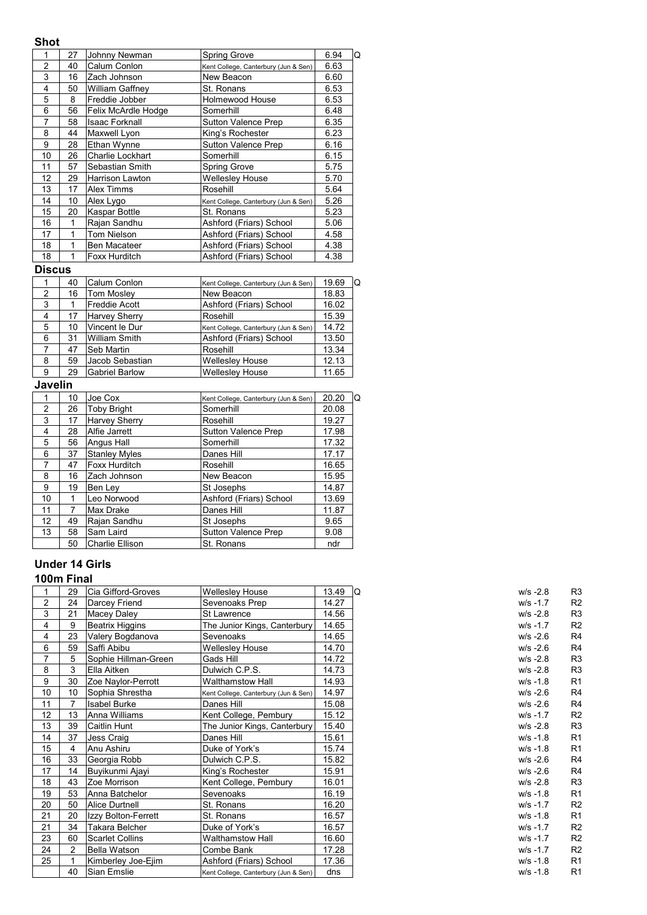### Shot

| | | | | | |
|---|---|---|---|---|---|
| 1 | 27 | Johnny Newman | Spring Grove | 6.94 | Q |
| 2 | 40 | Calum Conlon | Kent College, Canterbury (Jun & Sen) | 6.63 | |
| 3 | 16 | Zach Johnson | New Beacon | 6.60 | |
| 4 | 50 | William Gaffney | St. Ronans | 6.53 | |
| 5 | 8 | Freddie Jobber | Holmewood House | 6.53 | |
| 6 | 56 | Felix McArdle Hodge | Somerhill | 6.48 | |
| 7 | 58 | Isaac Forknall | Sutton Valence Prep | 6.35 | |
| 8 | 44 | Maxwell Lyon | King's Rochester | 6.23 | |
| 9 | 28 | Ethan Wynne | Sutton Valence Prep | 6.16 | |
| 10 | 26 | Charlie Lockhart | Somerhill | 6.15 | |
| 11 | 57 | Sebastian Smith | Spring Grove | 5.75 | |
| 12 | 29 | Harrison Lawton | Wellesley House | 5.70 | |
| 13 | 17 | Alex Timms | Rosehill | 5.64 | |
| 14 | 10 | Alex Lygo | Kent College, Canterbury (Jun & Sen) | 5.26 | |
| 15 | 20 | Kaspar Bottle | St. Ronans | 5.23 | |
| 16 | 1 | Rajan Sandhu | Ashford (Friars) School | 5.06 | |
| 17 | 1 | Tom Nielson | Ashford (Friars) School | 4.58 | |
| 18 | 1 | Ben Macateer | Ashford (Friars) School | 4.38 | |
| 18 | 1 | Foxx Hurditch | Ashford (Friars) School | 4.38 | |

### Discus

| | | | | | |
|---|---|---|---|---|---|
| 1 | 40 | Calum Conlon | Kent College, Canterbury (Jun & Sen) | 19.69 | Q |
| 2 | 16 | Tom Mosley | New Beacon | 18.83 | |
| 3 | 1 | Freddie Acott | Ashford (Friars) School | 16.02 | |
| 4 | 17 | Harvey Sherry | Rosehill | 15.39 | |
| 5 | 10 | Vincent le Dur | Kent College, Canterbury (Jun & Sen) | 14.72 | |
| 6 | 31 | William Smith | Ashford (Friars) School | 13.50 | |
| 7 | 47 | Seb Martin | Rosehill | 13.34 | |
| 8 | 59 | Jacob Sebastian | Wellesley House | 12.13 | |
| 9 | 29 | Gabriel Barlow | Wellesley House | 11.65 | |

### Javelin

| | | | | | |
|---|---|---|---|---|---|
| 1 | 10 | Joe Cox | Kent College, Canterbury (Jun & Sen) | 20.20 | Q |
| 2 | 26 | Toby Bright | Somerhill | 20.08 | |
| 3 | 17 | Harvey Sherry | Rosehill | 19.27 | |
| 4 | 28 | Alfie Jarrett | Sutton Valence Prep | 17.98 | |
| 5 | 56 | Angus Hall | Somerhill | 17.32 | |
| 6 | 37 | Stanley Myles | Danes Hill | 17.17 | |
| 7 | 47 | Foxx Hurditch | Rosehill | 16.65 | |
| 8 | 16 | Zach Johnson | New Beacon | 15.95 | |
| 9 | 19 | Ben Ley | St Josephs | 14.87 | |
| 10 | 1 | Leo Norwood | Ashford (Friars) School | 13.69 | |
| 11 | 7 | Max Drake | Danes Hill | 11.87 | |
| 12 | 49 | Rajan Sandhu | St Josephs | 9.65 | |
| 13 | 58 | Sam Laird | Sutton Valence Prep | 9.08 | |
| | 50 | Charlie Ellison | St. Ronans | ndr | |

## Under 14 Girls

### 100m Final

| | | | | | | | |
|---|---|---|---|---|---|---|---|
| 1 | 29 | Cia Gifford-Groves | Wellesley House | 13.49 | Q | w/s -2.8 | R3 |
| 2 | 24 | Darcey Friend | Sevenoaks Prep | 14.27 | | w/s -1.7 | R2 |
| 3 | 21 | Macey Daley | St Lawrence | 14.56 | | w/s -2.8 | R3 |
| 4 | 9 | Beatrix Higgins | The Junior Kings, Canterbury | 14.65 | | w/s -1.7 | R2 |
| 4 | 23 | Valery Bogdanova | Sevenoaks | 14.65 | | w/s -2.6 | R4 |
| 6 | 59 | Saffi Abibu | Wellesley House | 14.70 | | w/s -2.6 | R4 |
| 7 | 5 | Sophie Hillman-Green | Gads Hill | 14.72 | | w/s -2.8 | R3 |
| 8 | 3 | Ella Aitken | Dulwich C.P.S. | 14.73 | | w/s -2.8 | R3 |
| 9 | 30 | Zoe Naylor-Perrott | Walthamstow Hall | 14.93 | | w/s -1.8 | R1 |
| 10 | 10 | Sophia Shrestha | Kent College, Canterbury (Jun & Sen) | 14.97 | | w/s -2.6 | R4 |
| 11 | 7 | Isabel Burke | Danes Hill | 15.08 | | w/s -2.6 | R4 |
| 12 | 13 | Anna Williams | Kent College, Pembury | 15.12 | | w/s -1.7 | R2 |
| 13 | 39 | Caitlin Hunt | The Junior Kings, Canterbury | 15.40 | | w/s -2.8 | R3 |
| 14 | 37 | Jess Craig | Danes Hill | 15.61 | | w/s -1.8 | R1 |
| 15 | 4 | Anu Ashiru | Duke of York's | 15.74 | | w/s -1.8 | R1 |
| 16 | 33 | Georgia Robb | Dulwich C.P.S. | 15.82 | | w/s -2.6 | R4 |
| 17 | 14 | Buyikunmi Ajayi | King's Rochester | 15.91 | | w/s -2.6 | R4 |
| 18 | 43 | Zoe Morrison | Kent College, Pembury | 16.01 | | w/s -2.8 | R3 |
| 19 | 53 | Anna Batchelor | Sevenoaks | 16.19 | | w/s -1.8 | R1 |
| 20 | 50 | Alice Durtnell | St. Ronans | 16.20 | | w/s -1.7 | R2 |
| 21 | 20 | Izzy Bolton-Ferrett | St. Ronans | 16.57 | | w/s -1.8 | R1 |
| 21 | 34 | Takara Belcher | Duke of York's | 16.57 | | w/s -1.7 | R2 |
| 23 | 60 | Scarlet Collins | Walthamstow Hall | 16.60 | | w/s -1.7 | R2 |
| 24 | 2 | Bella Watson | Combe Bank | 17.28 | | w/s -1.7 | R2 |
| 25 | 1 | Kimberley Joe-Ejim | Ashford (Friars) School | 17.36 | | w/s -1.8 | R1 |
| | 40 | Sian Emslie | Kent College, Canterbury (Jun & Sen) | dns | | w/s -1.8 | R1 |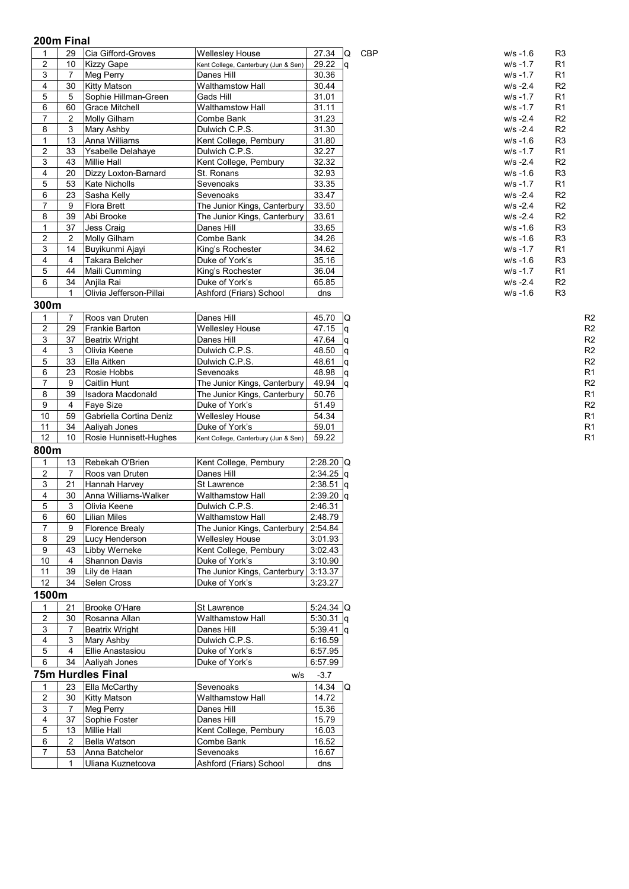## 200m Final

| Pos | No | Name | School | Time | Q | Note | Wind | Race |
|---|---|---|---|---|---|---|---|---|
| 1 | 29 | Cia Gifford-Groves | Wellesley House | 27.34 | Q | CBP | w/s -1.6 | R3 |
| 2 | 10 | Kizzy Gape | Kent College, Canterbury (Jun & Sen) | 29.22 | q | | w/s -1.7 | R1 |
| 3 | 7 | Meg Perry | Danes Hill | 30.36 | | | w/s -1.7 | R1 |
| 4 | 30 | Kitty Matson | Walthamstow Hall | 30.44 | | | w/s -2.4 | R2 |
| 5 | 5 | Sophie Hillman-Green | Gads Hill | 31.01 | | | w/s -1.7 | R1 |
| 6 | 60 | Grace Mitchell | Walthamstow Hall | 31.11 | | | w/s -1.7 | R1 |
| 7 | 2 | Molly Gilham | Combe Bank | 31.23 | | | w/s -2.4 | R2 |
| 8 | 3 | Mary Ashby | Dulwich C.P.S. | 31.30 | | | w/s -2.4 | R2 |
| 1 | 13 | Anna Williams | Kent College, Pembury | 31.80 | | | w/s -1.6 | R3 |
| 2 | 33 | Ysabelle Delahaye | Dulwich C.P.S. | 32.27 | | | w/s -1.7 | R1 |
| 3 | 43 | Millie Hall | Kent College, Pembury | 32.32 | | | w/s -2.4 | R2 |
| 4 | 20 | Dizzy Loxton-Barnard | St. Ronans | 32.93 | | | w/s -1.6 | R3 |
| 5 | 53 | Kate Nicholls | Sevenoaks | 33.35 | | | w/s -1.7 | R1 |
| 6 | 23 | Sasha Kelly | Sevenoaks | 33.47 | | | w/s -2.4 | R2 |
| 7 | 9 | Flora Brett | The Junior Kings, Canterbury | 33.50 | | | w/s -2.4 | R2 |
| 8 | 39 | Abi Brooke | The Junior Kings, Canterbury | 33.61 | | | w/s -2.4 | R2 |
| 1 | 37 | Jess Craig | Danes Hill | 33.65 | | | w/s -1.6 | R3 |
| 2 | 2 | Molly Gilham | Combe Bank | 34.26 | | | w/s -1.6 | R3 |
| 3 | 14 | Buyikunmi Ajayi | King's Rochester | 34.62 | | | w/s -1.7 | R1 |
| 4 | 4 | Takara Belcher | Duke of York's | 35.16 | | | w/s -1.6 | R3 |
| 5 | 44 | Maili Cumming | King's Rochester | 36.04 | | | w/s -1.7 | R1 |
| 6 | 34 | Anjila Rai | Duke of York's | 65.85 | | | w/s -2.4 | R2 |
| | 1 | Olivia Jefferson-Pillai | Ashford (Friars) School | dns | | | w/s -1.6 | R3 |

## 300m

| Pos | No | Name | School | Time | Q | Race |
|---|---|---|---|---|---|---|
| 1 | 7 | Roos van Druten | Danes Hill | 45.70 | Q | R2 |
| 2 | 29 | Frankie Barton | Wellesley House | 47.15 | q | R2 |
| 3 | 37 | Beatrix Wright | Danes Hill | 47.64 | q | R2 |
| 4 | 3 | Olivia Keene | Dulwich C.P.S. | 48.50 | q | R2 |
| 5 | 33 | Ella Aitken | Dulwich C.P.S. | 48.61 | q | R2 |
| 6 | 23 | Rosie Hobbs | Sevenoaks | 48.98 | q | R1 |
| 7 | 9 | Caitlin Hunt | The Junior Kings, Canterbury | 49.94 | q | R2 |
| 8 | 39 | Isadora Macdonald | The Junior Kings, Canterbury | 50.76 | | R1 |
| 9 | 4 | Faye Size | Duke of York's | 51.49 | | R2 |
| 10 | 59 | Gabriella Cortina Deniz | Wellesley House | 54.34 | | R1 |
| 11 | 34 | Aaliyah Jones | Duke of York's | 59.01 | | R1 |
| 12 | 10 | Rosie Hunnisett-Hughes | Kent College, Canterbury (Jun & Sen) | 59.22 | | R1 |

## 800m

| Pos | No | Name | School | Time | Q |
|---|---|---|---|---|---|
| 1 | 13 | Rebekah O'Brien | Kent College, Pembury | 2:28.20 | Q |
| 2 | 7 | Roos van Druten | Danes Hill | 2:34.25 | q |
| 3 | 21 | Hannah Harvey | St Lawrence | 2:38.51 | q |
| 4 | 30 | Anna Williams-Walker | Walthamstow Hall | 2:39.20 | q |
| 5 | 3 | Olivia Keene | Dulwich C.P.S. | 2:46.31 | |
| 6 | 60 | Lilian Miles | Walthamstow Hall | 2:48.79 | |
| 7 | 9 | Florence Brealy | The Junior Kings, Canterbury | 2:54.84 | |
| 8 | 29 | Lucy Henderson | Wellesley House | 3:01.93 | |
| 9 | 43 | Libby Werneke | Kent College, Pembury | 3:02.43 | |
| 10 | 4 | Shannon Davis | Duke of York's | 3:10.90 | |
| 11 | 39 | Lily de Haan | The Junior Kings, Canterbury | 3:13.37 | |
| 12 | 34 | Selen Cross | Duke of York's | 3:23.27 | |

## 1500m

| Pos | No | Name | School | Time | Q |
|---|---|---|---|---|---|
| 1 | 21 | Brooke O'Hare | St Lawrence | 5:24.34 | Q |
| 2 | 30 | Rosanna Allan | Walthamstow Hall | 5:30.31 | q |
| 3 | 7 | Beatrix Wright | Danes Hill | 5:39.41 | q |
| 4 | 3 | Mary Ashby | Dulwich C.P.S. | 6:16.59 | |
| 5 | 4 | Ellie Anastasiou | Duke of York's | 6:57.95 | |
| 6 | 34 | Aaliyah Jones | Duke of York's | 6:57.99 | |

## 75m Hurdles Final

w/s -3.7

| Pos | No | Name | School | Time | Q |
|---|---|---|---|---|---|
| 1 | 23 | Ella McCarthy | Sevenoaks | 14.34 | Q |
| 2 | 30 | Kitty Matson | Walthamstow Hall | 14.72 | |
| 3 | 7 | Meg Perry | Danes Hill | 15.36 | |
| 4 | 37 | Sophie Foster | Danes Hill | 15.79 | |
| 5 | 13 | Millie Hall | Kent College, Pembury | 16.03 | |
| 6 | 2 | Bella Watson | Combe Bank | 16.52 | |
| 7 | 53 | Anna Batchelor | Sevenoaks | 16.67 | |
| | 1 | Uliana Kuznetcova | Ashford (Friars) School | dns | |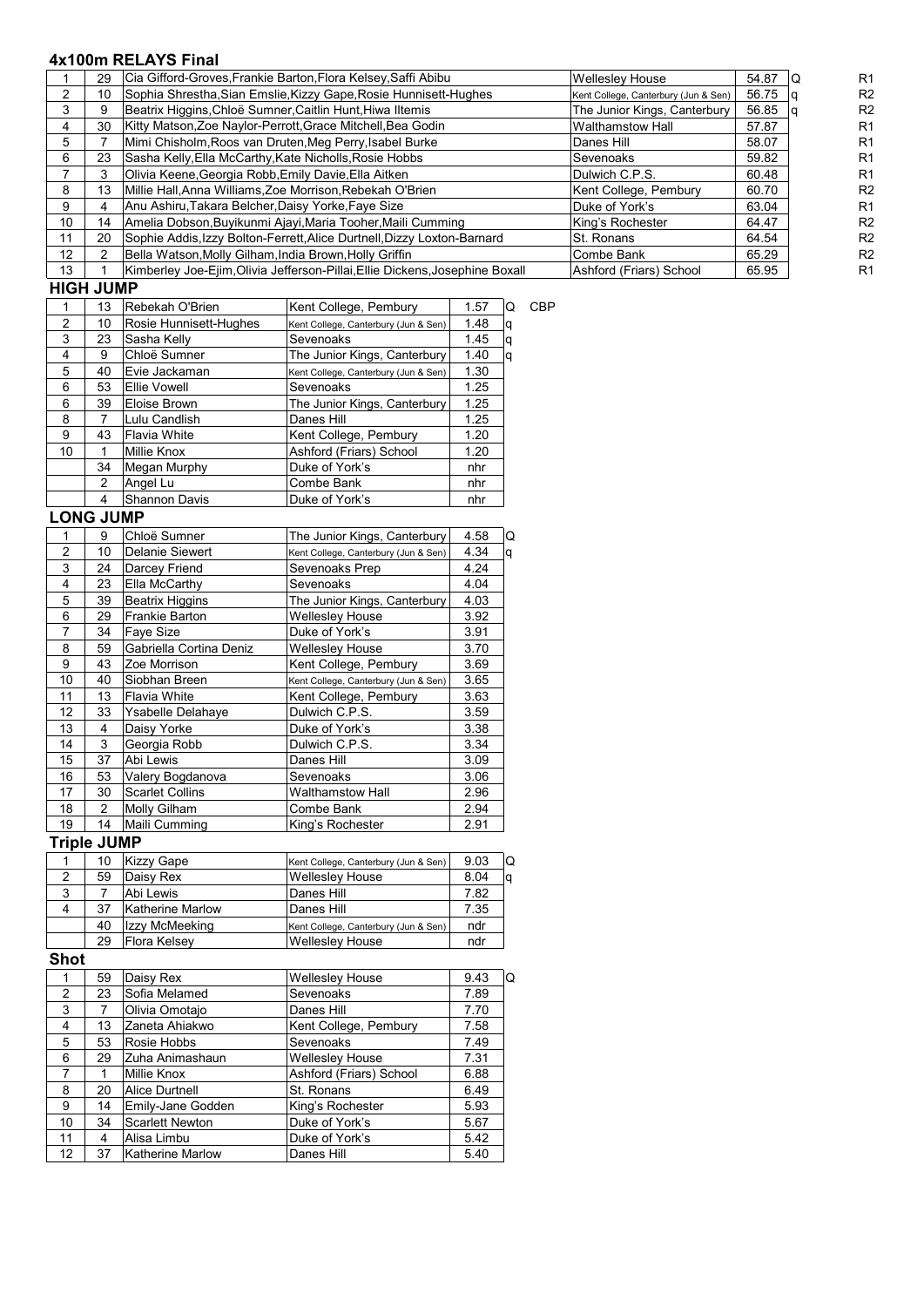## 4x100m RELAYS Final

| | | | | | | |
|---|---|---|---|---|---|---|
| 1 | 29 | Cia Gifford-Groves,Frankie Barton,Flora Kelsey,Saffi Abibu | Wellesley House | 54.87 | Q | R1 |
| 2 | 10 | Sophia Shrestha,Sian Emslie,Kizzy Gape,Rosie Hunnisett-Hughes | Kent College, Canterbury (Jun & Sen) | 56.75 | q | R2 |
| 3 | 9 | Beatrix Higgins,Chloë Sumner,Caitlin Hunt,Hiwa Iltemis | The Junior Kings, Canterbury | 56.85 | q | R2 |
| 4 | 30 | Kitty Matson,Zoe Naylor-Perrott,Grace Mitchell,Bea Godin | Walthamstow Hall | 57.87 | | R1 |
| 5 | 7 | Mimi Chisholm,Roos van Druten,Meg Perry,Isabel Burke | Danes Hill | 58.07 | | R1 |
| 6 | 23 | Sasha Kelly,Ella McCarthy,Kate Nicholls,Rosie Hobbs | Sevenoaks | 59.82 | | R1 |
| 7 | 3 | Olivia Keene,Georgia Robb,Emily Davie,Ella Aitken | Dulwich C.P.S. | 60.48 | | R1 |
| 8 | 13 | Millie Hall,Anna Williams,Zoe Morrison,Rebekah O'Brien | Kent College, Pembury | 60.70 | | R2 |
| 9 | 4 | Anu Ashiru,Takara Belcher,Daisy Yorke,Faye Size | Duke of York's | 63.04 | | R1 |
| 10 | 14 | Amelia Dobson,Buyikunmi Ajayi,Maria Tooher,Maili Cumming | King's Rochester | 64.47 | | R2 |
| 11 | 20 | Sophie Addis,Izzy Bolton-Ferrett,Alice Durtnell,Dizzy Loxton-Barnard | St. Ronans | 64.54 | | R2 |
| 12 | 2 | Bella Watson,Molly Gilham,India Brown,Holly Griffin | Combe Bank | 65.29 | | R2 |
| 13 | 1 | Kimberley Joe-Ejim,Olivia Jefferson-Pillai,Ellie Dickens,Josephine Boxall | Ashford (Friars) School | 65.95 | | R1 |

## HIGH JUMP

| | | | | | | |
|---|---|---|---|---|---|---|
| 1 | 13 | Rebekah O'Brien | Kent College, Pembury | 1.57 | Q | CBP |
| 2 | 10 | Rosie Hunnisett-Hughes | Kent College, Canterbury (Jun & Sen) | 1.48 | q | |
| 3 | 23 | Sasha Kelly | Sevenoaks | 1.45 | q | |
| 4 | 9 | Chloë Sumner | The Junior Kings, Canterbury | 1.40 | q | |
| 5 | 40 | Evie Jackaman | Kent College, Canterbury (Jun & Sen) | 1.30 | | |
| 6 | 53 | Ellie Vowell | Sevenoaks | 1.25 | | |
| 6 | 39 | Eloise Brown | The Junior Kings, Canterbury | 1.25 | | |
| 8 | 7 | Lulu Candlish | Danes Hill | 1.25 | | |
| 9 | 43 | Flavia White | Kent College, Pembury | 1.20 | | |
| 10 | 1 | Millie Knox | Ashford (Friars) School | 1.20 | | |
| | 34 | Megan Murphy | Duke of York's | nhr | | |
| | 2 | Angel Lu | Combe Bank | nhr | | |
| | 4 | Shannon Davis | Duke of York's | nhr | | |

## LONG JUMP

| | | | | | |
|---|---|---|---|---|---|
| 1 | 9 | Chloë Sumner | The Junior Kings, Canterbury | 4.58 | Q |
| 2 | 10 | Delanie Siewert | Kent College, Canterbury (Jun & Sen) | 4.34 | q |
| 3 | 24 | Darcey Friend | Sevenoaks Prep | 4.24 | |
| 4 | 23 | Ella McCarthy | Sevenoaks | 4.04 | |
| 5 | 39 | Beatrix Higgins | The Junior Kings, Canterbury | 4.03 | |
| 6 | 29 | Frankie Barton | Wellesley House | 3.92 | |
| 7 | 34 | Faye Size | Duke of York's | 3.91 | |
| 8 | 59 | Gabriella Cortina Deniz | Wellesley House | 3.70 | |
| 9 | 43 | Zoe Morrison | Kent College, Pembury | 3.69 | |
| 10 | 40 | Siobhan Breen | Kent College, Canterbury (Jun & Sen) | 3.65 | |
| 11 | 13 | Flavia White | Kent College, Pembury | 3.63 | |
| 12 | 33 | Ysabelle Delahaye | Dulwich C.P.S. | 3.59 | |
| 13 | 4 | Daisy Yorke | Duke of York's | 3.38 | |
| 14 | 3 | Georgia Robb | Dulwich C.P.S. | 3.34 | |
| 15 | 37 | Abi Lewis | Danes Hill | 3.09 | |
| 16 | 53 | Valery Bogdanova | Sevenoaks | 3.06 | |
| 17 | 30 | Scarlet Collins | Walthamstow Hall | 2.96 | |
| 18 | 2 | Molly Gilham | Combe Bank | 2.94 | |
| 19 | 14 | Maili Cumming | King's Rochester | 2.91 | |

## Triple JUMP

| | | | | | |
|---|---|---|---|---|---|
| 1 | 10 | Kizzy Gape | Kent College, Canterbury (Jun & Sen) | 9.03 | Q |
| 2 | 59 | Daisy Rex | Wellesley House | 8.04 | q |
| 3 | 7 | Abi Lewis | Danes Hill | 7.82 | |
| 4 | 37 | Katherine Marlow | Danes Hill | 7.35 | |
| | 40 | Izzy McMeeking | Kent College, Canterbury (Jun & Sen) | ndr | |
| | 29 | Flora Kelsey | Wellesley House | ndr | |

## Shot

| | | | | | |
|---|---|---|---|---|---|
| 1 | 59 | Daisy Rex | Wellesley House | 9.43 | Q |
| 2 | 23 | Sofia Melamed | Sevenoaks | 7.89 | |
| 3 | 7 | Olivia Omotajo | Danes Hill | 7.70 | |
| 4 | 13 | Zaneta Ahiakwo | Kent College, Pembury | 7.58 | |
| 5 | 53 | Rosie Hobbs | Sevenoaks | 7.49 | |
| 6 | 29 | Zuha Animashaun | Wellesley House | 7.31 | |
| 7 | 1 | Millie Knox | Ashford (Friars) School | 6.88 | |
| 8 | 20 | Alice Durtnell | St. Ronans | 6.49 | |
| 9 | 14 | Emily-Jane Godden | King's Rochester | 5.93 | |
| 10 | 34 | Scarlett Newton | Duke of York's | 5.67 | |
| 11 | 4 | Alisa Limbu | Duke of York's | 5.42 | |
| 12 | 37 | Katherine Marlow | Danes Hill | 5.40 | |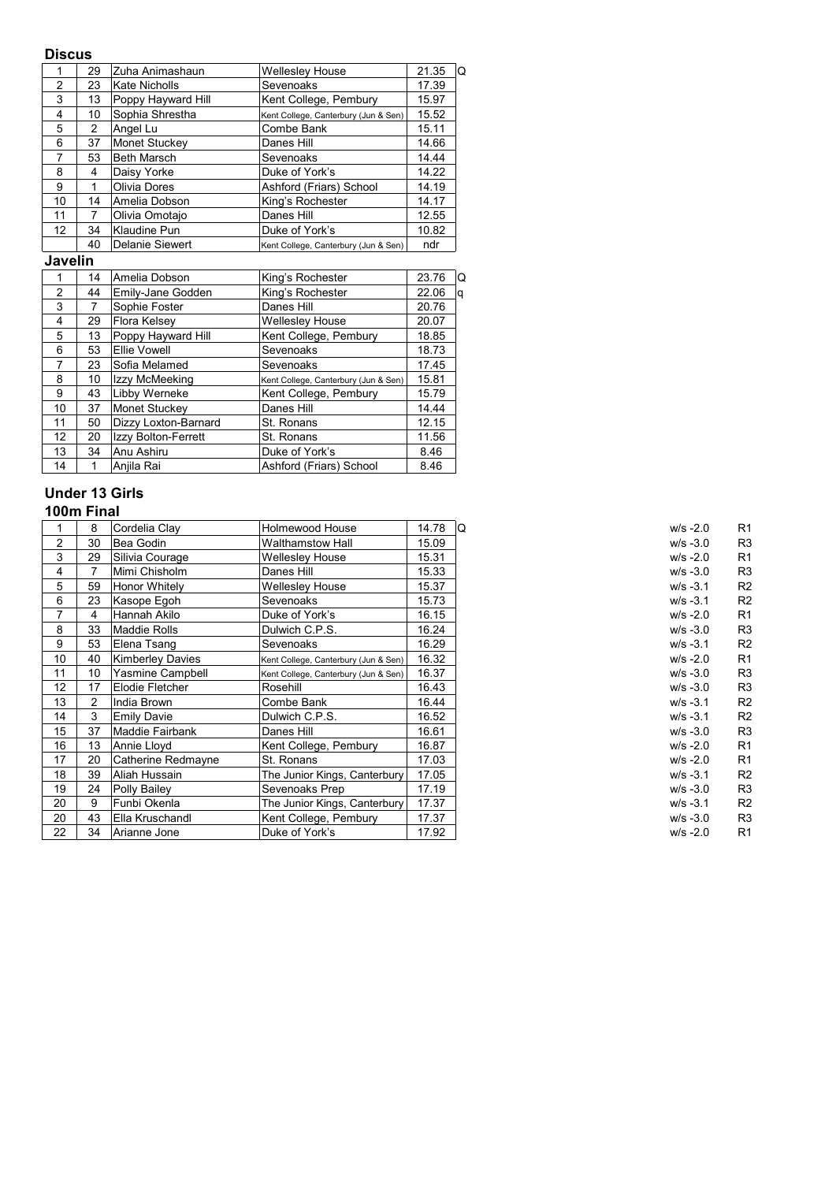## Discus

| | | | | | |
|---|---|---|---|---|---|
| 1 | 29 | Zuha Animashaun | Wellesley House | 21.35 | Q |
| 2 | 23 | Kate Nicholls | Sevenoaks | 17.39 | |
| 3 | 13 | Poppy Hayward Hill | Kent College, Pembury | 15.97 | |
| 4 | 10 | Sophia Shrestha | Kent College, Canterbury (Jun & Sen) | 15.52 | |
| 5 | 2 | Angel Lu | Combe Bank | 15.11 | |
| 6 | 37 | Monet Stuckey | Danes Hill | 14.66 | |
| 7 | 53 | Beth Marsch | Sevenoaks | 14.44 | |
| 8 | 4 | Daisy Yorke | Duke of York's | 14.22 | |
| 9 | 1 | Olivia Dores | Ashford (Friars) School | 14.19 | |
| 10 | 14 | Amelia Dobson | King's Rochester | 14.17 | |
| 11 | 7 | Olivia Omotajo | Danes Hill | 12.55 | |
| 12 | 34 | Klaudine Pun | Duke of York's | 10.82 | |
| | 40 | Delanie Siewert | Kent College, Canterbury (Jun & Sen) | ndr | |

## Javelin

| | | | | | |
|---|---|---|---|---|---|
| 1 | 14 | Amelia Dobson | King's Rochester | 23.76 | Q |
| 2 | 44 | Emily-Jane Godden | King's Rochester | 22.06 | q |
| 3 | 7 | Sophie Foster | Danes Hill | 20.76 | |
| 4 | 29 | Flora Kelsey | Wellesley House | 20.07 | |
| 5 | 13 | Poppy Hayward Hill | Kent College, Pembury | 18.85 | |
| 6 | 53 | Ellie Vowell | Sevenoaks | 18.73 | |
| 7 | 23 | Sofia Melamed | Sevenoaks | 17.45 | |
| 8 | 10 | Izzy McMeeking | Kent College, Canterbury (Jun & Sen) | 15.81 | |
| 9 | 43 | Libby Werneke | Kent College, Pembury | 15.79 | |
| 10 | 37 | Monet Stuckey | Danes Hill | 14.44 | |
| 11 | 50 | Dizzy Loxton-Barnard | St. Ronans | 12.15 | |
| 12 | 20 | Izzy Bolton-Ferrett | St. Ronans | 11.56 | |
| 13 | 34 | Anu Ashiru | Duke of York's | 8.46 | |
| 14 | 1 | Anjila Rai | Ashford (Friars) School | 8.46 | |

# Under 13 Girls

## 100m Final

| | | | | | | | |
|---|---|---|---|---|---|---|---|
| 1 | 8 | Cordelia Clay | Holmewood House | 14.78 | Q | w/s -2.0 | R1 |
| 2 | 30 | Bea Godin | Walthamstow Hall | 15.09 | | w/s -3.0 | R3 |
| 3 | 29 | Silivia Courage | Wellesley House | 15.31 | | w/s -2.0 | R1 |
| 4 | 7 | Mimi Chisholm | Danes Hill | 15.33 | | w/s -3.0 | R3 |
| 5 | 59 | Honor Whitely | Wellesley House | 15.37 | | w/s -3.1 | R2 |
| 6 | 23 | Kasope Egoh | Sevenoaks | 15.73 | | w/s -3.1 | R2 |
| 7 | 4 | Hannah Akilo | Duke of York's | 16.15 | | w/s -2.0 | R1 |
| 8 | 33 | Maddie Rolls | Dulwich C.P.S. | 16.24 | | w/s -3.0 | R3 |
| 9 | 53 | Elena Tsang | Sevenoaks | 16.29 | | w/s -3.1 | R2 |
| 10 | 40 | Kimberley Davies | Kent College, Canterbury (Jun & Sen) | 16.32 | | w/s -2.0 | R1 |
| 11 | 10 | Yasmine Campbell | Kent College, Canterbury (Jun & Sen) | 16.37 | | w/s -3.0 | R3 |
| 12 | 17 | Elodie Fletcher | Rosehill | 16.43 | | w/s -3.0 | R3 |
| 13 | 2 | India Brown | Combe Bank | 16.44 | | w/s -3.1 | R2 |
| 14 | 3 | Emily Davie | Dulwich C.P.S. | 16.52 | | w/s -3.1 | R2 |
| 15 | 37 | Maddie Fairbank | Danes Hill | 16.61 | | w/s -3.0 | R3 |
| 16 | 13 | Annie Lloyd | Kent College, Pembury | 16.87 | | w/s -2.0 | R1 |
| 17 | 20 | Catherine Redmayne | St. Ronans | 17.03 | | w/s -2.0 | R1 |
| 18 | 39 | Aliah Hussain | The Junior Kings, Canterbury | 17.05 | | w/s -3.1 | R2 |
| 19 | 24 | Polly Bailey | Sevenoaks Prep | 17.19 | | w/s -3.0 | R3 |
| 20 | 9 | Funbi Okenla | The Junior Kings, Canterbury | 17.37 | | w/s -3.1 | R2 |
| 20 | 43 | Ella Kruschandl | Kent College, Pembury | 17.37 | | w/s -3.0 | R3 |
| 22 | 34 | Arianne Jone | Duke of York's | 17.92 | | w/s -2.0 | R1 |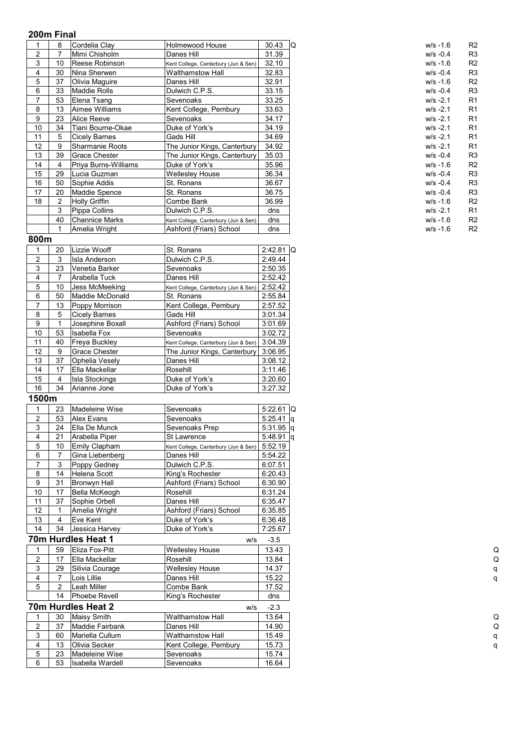## 200m Final

| | | | | | | | |
|---|---|---|---|---|---|---|---|
| 1 | 8 | Cordelia Clay | Holmewood House | 30.43 | Q | w/s -1.6 | R2 |
| 2 | 7 | Mimi Chisholm | Danes Hill | 31.39 | | w/s -0.4 | R3 |
| 3 | 10 | Reese Robinson | Kent College, Canterbury (Jun & Sen) | 32.10 | | w/s -1.6 | R2 |
| 4 | 30 | Nina Sherwen | Walthamstow Hall | 32.83 | | w/s -0.4 | R3 |
| 5 | 37 | Olivia Maguire | Danes Hill | 32.91 | | w/s -1.6 | R2 |
| 6 | 33 | Maddie Rolls | Dulwich C.P.S. | 33.15 | | w/s -0.4 | R3 |
| 7 | 53 | Elena Tsang | Sevenoaks | 33.25 | | w/s -2.1 | R1 |
| 8 | 13 | Aimee Williams | Kent College, Pembury | 33.63 | | w/s -2.1 | R1 |
| 9 | 23 | Alice Reeve | Sevenoaks | 34.17 | | w/s -2.1 | R1 |
| 10 | 34 | Tiani Bourne-Okae | Duke of York's | 34.19 | | w/s -2.1 | R1 |
| 11 | 5 | Cicely Barnes | Gads Hill | 34.69 | | w/s -2.1 | R1 |
| 12 | 9 | Sharmanie Roots | The Junior Kings, Canterbury | 34.92 | | w/s -2.1 | R1 |
| 13 | 39 | Grace Chester | The Junior Kings, Canterbury | 35.03 | | w/s -0.4 | R3 |
| 14 | 4 | Priya Burns-Williams | Duke of York's | 35.96 | | w/s -1.6 | R2 |
| 15 | 29 | Lucia Guzman | Wellesley House | 36.34 | | w/s -0.4 | R3 |
| 16 | 50 | Sophie Addis | St. Ronans | 36.67 | | w/s -0.4 | R3 |
| 17 | 20 | Maddie Spence | St. Ronans | 36.75 | | w/s -0.4 | R3 |
| 18 | 2 | Holly Griffin | Combe Bank | 36.99 | | w/s -1.6 | R2 |
| | 3 | Pippa Collins | Dulwich C.P.S. | dns | | w/s -2.1 | R1 |
| | 40 | Channice Marks | Kent College, Canterbury (Jun & Sen) | dns | | w/s -1.6 | R2 |
| | 1 | Amelia Wright | Ashford (Friars) School | dns | | w/s -1.6 | R2 |

## 800m

| | | | | | |
|---|---|---|---|---|---|
| 1 | 20 | Lizzie Wooff | St. Ronans | 2:42.81 | Q |
| 2 | 3 | Isla Anderson | Dulwich C.P.S. | 2:49.44 | |
| 3 | 23 | Venetia Barker | Sevenoaks | 2:50.35 | |
| 4 | 7 | Arabella Tuck | Danes Hill | 2:52.42 | |
| 5 | 10 | Jess McMeeking | Kent College, Canterbury (Jun & Sen) | 2:52.42 | |
| 6 | 50 | Maddie McDonald | St. Ronans | 2:55.84 | |
| 7 | 13 | Poppy Morrison | Kent College, Pembury | 2:57.52 | |
| 8 | 5 | Cicely Barnes | Gads Hill | 3:01.34 | |
| 9 | 1 | Josephine Boxall | Ashford (Friars) School | 3:01.69 | |
| 10 | 53 | Isabella Fox | Sevenoaks | 3:02.72 | |
| 11 | 40 | Freya Buckley | Kent College, Canterbury (Jun & Sen) | 3:04.39 | |
| 12 | 9 | Grace Chester | The Junior Kings, Canterbury | 3:06.95 | |
| 13 | 37 | Ophelia Vesely | Danes Hill | 3:08.12 | |
| 14 | 17 | Ella Mackellar | Rosehill | 3:11.46 | |
| 15 | 4 | Isla Stockings | Duke of York's | 3:20.60 | |
| 16 | 34 | Arianne Jone | Duke of York's | 3:27.32 | |

## 1500m

| | | | | | |
|---|---|---|---|---|---|
| 1 | 23 | Madeleine Wise | Sevenoaks | 5:22.61 | Q |
| 2 | 53 | Alex Evans | Sevenoaks | 5:25.41 | q |
| 3 | 24 | Ella De Munck | Sevenoaks Prep | 5:31.95 | q |
| 4 | 21 | Arabella Piper | St Lawrence | 5:48.91 | q |
| 5 | 10 | Emily Clapham | Kent College, Canterbury (Jun & Sen) | 5:52.19 | |
| 6 | 7 | Gina Liebenberg | Danes Hill | 5:54.22 | |
| 7 | 3 | Poppy Gedney | Dulwich C.P.S. | 6:07.51 | |
| 8 | 14 | Helena Scott | King's Rochester | 6:20.43 | |
| 9 | 31 | Bronwyn Hall | Ashford (Friars) School | 6:30.90 | |
| 10 | 17 | Bella McKeogh | Rosehill | 6:31.24 | |
| 11 | 37 | Sophie Orbell | Danes Hill | 6:35.47 | |
| 12 | 1 | Amelia Wright | Ashford (Friars) School | 6:35.85 | |
| 13 | 4 | Eve Kent | Duke of York's | 6:36.48 | |
| 14 | 34 | Jessica Harvey | Duke of York's | 7:25.67 | |

## 70m Hurdles Heat 1 — w/s -3.5

| | | | | | |
|---|---|---|---|---|---|
| 1 | 59 | Eliza Fox-Pitt | Wellesley House | 13.43 | Q |
| 2 | 17 | Ella Mackellar | Rosehill | 13.84 | Q |
| 3 | 29 | Silivia Courage | Wellesley House | 14.37 | q |
| 4 | 7 | Lois Lillie | Danes Hill | 15.22 | q |
| 5 | 2 | Leah Miller | Combe Bank | 17.52 | |
| | 14 | Phoebe Revell | King's Rochester | dns | |

## 70m Hurdles Heat 2 — w/s -2.3

| | | | | | |
|---|---|---|---|---|---|
| 1 | 30 | Maisy Smith | Walthamstow Hall | 13.64 | Q |
| 2 | 37 | Maddie Fairbank | Danes Hill | 14.90 | Q |
| 3 | 60 | Mariella Cullum | Walthamstow Hall | 15.49 | q |
| 4 | 13 | Olivia Secker | Kent College, Pembury | 15.73 | q |
| 5 | 23 | Madeleine Wise | Sevenoaks | 15.74 | |
| 6 | 53 | Isabella Wardell | Sevenoaks | 16.64 | |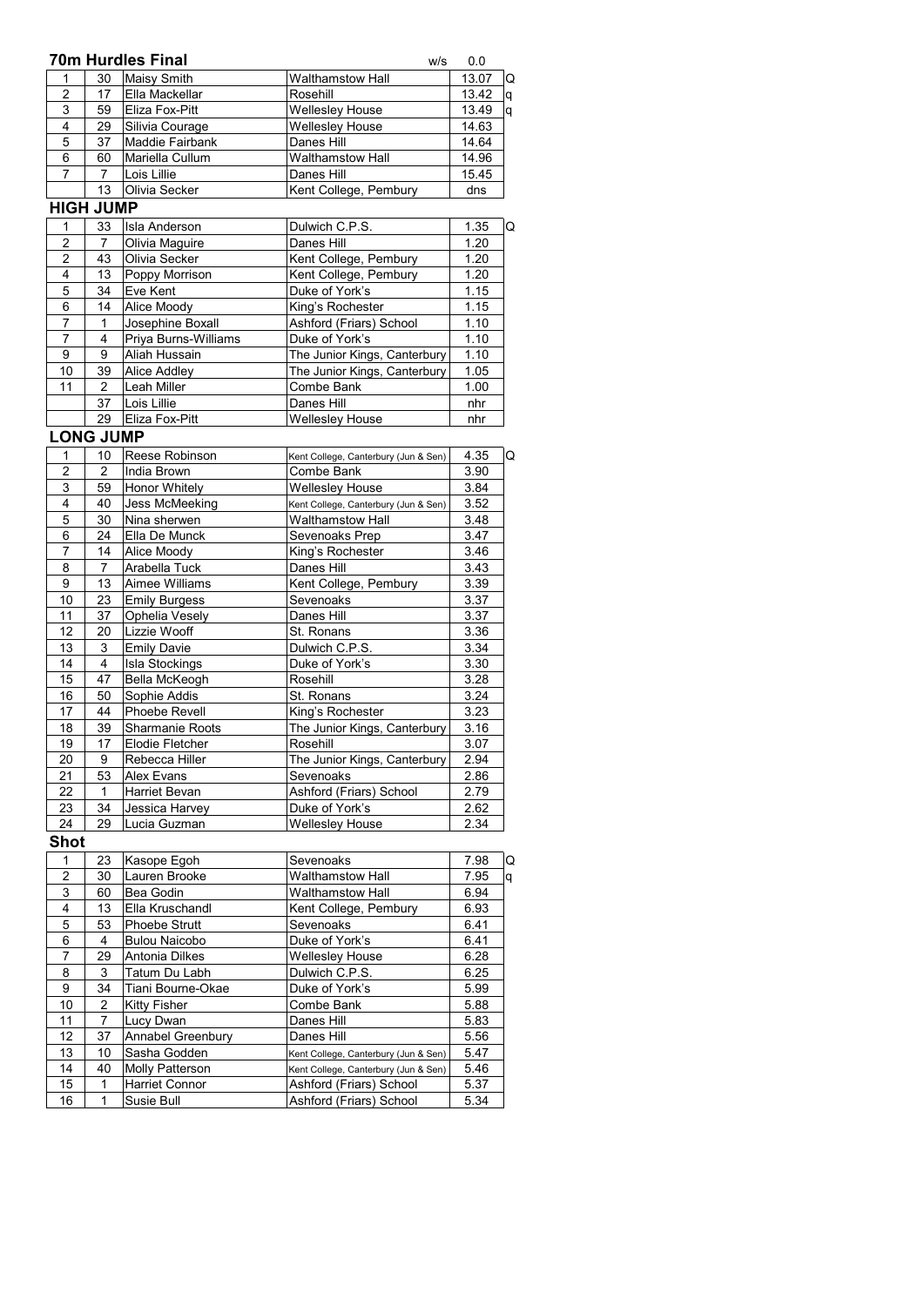## 70m Hurdles Final

w/s 0.0

| | | | | | |
|---|---|---|---|---|---|
| 1 | 30 | Maisy Smith | Walthamstow Hall | 13.07 | Q |
| 2 | 17 | Ella Mackellar | Rosehill | 13.42 | q |
| 3 | 59 | Eliza Fox-Pitt | Wellesley House | 13.49 | q |
| 4 | 29 | Silivia Courage | Wellesley House | 14.63 | |
| 5 | 37 | Maddie Fairbank | Danes Hill | 14.64 | |
| 6 | 60 | Mariella Cullum | Walthamstow Hall | 14.96 | |
| 7 | 7 | Lois Lillie | Danes Hill | 15.45 | |
| | 13 | Olivia Secker | Kent College, Pembury | dns | |

## HIGH JUMP

| | | | | | |
|---|---|---|---|---|---|
| 1 | 33 | Isla Anderson | Dulwich C.P.S. | 1.35 | Q |
| 2 | 7 | Olivia Maguire | Danes Hill | 1.20 | |
| 2 | 43 | Olivia Secker | Kent College, Pembury | 1.20 | |
| 4 | 13 | Poppy Morrison | Kent College, Pembury | 1.20 | |
| 5 | 34 | Eve Kent | Duke of York's | 1.15 | |
| 6 | 14 | Alice Moody | King's Rochester | 1.15 | |
| 7 | 1 | Josephine Boxall | Ashford (Friars) School | 1.10 | |
| 7 | 4 | Priya Burns-Williams | Duke of York's | 1.10 | |
| 9 | 9 | Aliah Hussain | The Junior Kings, Canterbury | 1.10 | |
| 10 | 39 | Alice Addley | The Junior Kings, Canterbury | 1.05 | |
| 11 | 2 | Leah Miller | Combe Bank | 1.00 | |
| | 37 | Lois Lillie | Danes Hill | nhr | |
| | 29 | Eliza Fox-Pitt | Wellesley House | nhr | |

## LONG JUMP

| | | | | | |
|---|---|---|---|---|---|
| 1 | 10 | Reese Robinson | Kent College, Canterbury (Jun & Sen) | 4.35 | Q |
| 2 | 2 | India Brown | Combe Bank | 3.90 | |
| 3 | 59 | Honor Whitely | Wellesley House | 3.84 | |
| 4 | 40 | Jess McMeeking | Kent College, Canterbury (Jun & Sen) | 3.52 | |
| 5 | 30 | Nina sherwen | Walthamstow Hall | 3.48 | |
| 6 | 24 | Ella De Munck | Sevenoaks Prep | 3.47 | |
| 7 | 14 | Alice Moody | King's Rochester | 3.46 | |
| 8 | 7 | Arabella Tuck | Danes Hill | 3.43 | |
| 9 | 13 | Aimee Williams | Kent College, Pembury | 3.39 | |
| 10 | 23 | Emily Burgess | Sevenoaks | 3.37 | |
| 11 | 37 | Ophelia Vesely | Danes Hill | 3.37 | |
| 12 | 20 | Lizzie Wooff | St. Ronans | 3.36 | |
| 13 | 3 | Emily Davie | Dulwich C.P.S. | 3.34 | |
| 14 | 4 | Isla Stockings | Duke of York's | 3.30 | |
| 15 | 47 | Bella McKeogh | Rosehill | 3.28 | |
| 16 | 50 | Sophie Addis | St. Ronans | 3.24 | |
| 17 | 44 | Phoebe Revell | King's Rochester | 3.23 | |
| 18 | 39 | Sharmanie Roots | The Junior Kings, Canterbury | 3.16 | |
| 19 | 17 | Elodie Fletcher | Rosehill | 3.07 | |
| 20 | 9 | Rebecca Hiller | The Junior Kings, Canterbury | 2.94 | |
| 21 | 53 | Alex Evans | Sevenoaks | 2.86 | |
| 22 | 1 | Harriet Bevan | Ashford (Friars) School | 2.79 | |
| 23 | 34 | Jessica Harvey | Duke of York's | 2.62 | |
| 24 | 29 | Lucia Guzman | Wellesley House | 2.34 | |

## Shot

| | | | | | |
|---|---|---|---|---|---|
| 1 | 23 | Kasope Egoh | Sevenoaks | 7.98 | Q |
| 2 | 30 | Lauren Brooke | Walthamstow Hall | 7.95 | q |
| 3 | 60 | Bea Godin | Walthamstow Hall | 6.94 | |
| 4 | 13 | Ella Kruschandl | Kent College, Pembury | 6.93 | |
| 5 | 53 | Phoebe Strutt | Sevenoaks | 6.41 | |
| 6 | 4 | Bulou Naicobo | Duke of York's | 6.41 | |
| 7 | 29 | Antonia Dilkes | Wellesley House | 6.28 | |
| 8 | 3 | Tatum Du Labh | Dulwich C.P.S. | 6.25 | |
| 9 | 34 | Tiani Bourne-Okae | Duke of York's | 5.99 | |
| 10 | 2 | Kitty Fisher | Combe Bank | 5.88 | |
| 11 | 7 | Lucy Dwan | Danes Hill | 5.83 | |
| 12 | 37 | Annabel Greenbury | Danes Hill | 5.56 | |
| 13 | 10 | Sasha Godden | Kent College, Canterbury (Jun & Sen) | 5.47 | |
| 14 | 40 | Molly Patterson | Kent College, Canterbury (Jun & Sen) | 5.46 | |
| 15 | 1 | Harriet Connor | Ashford (Friars) School | 5.37 | |
| 16 | 1 | Susie Bull | Ashford (Friars) School | 5.34 | |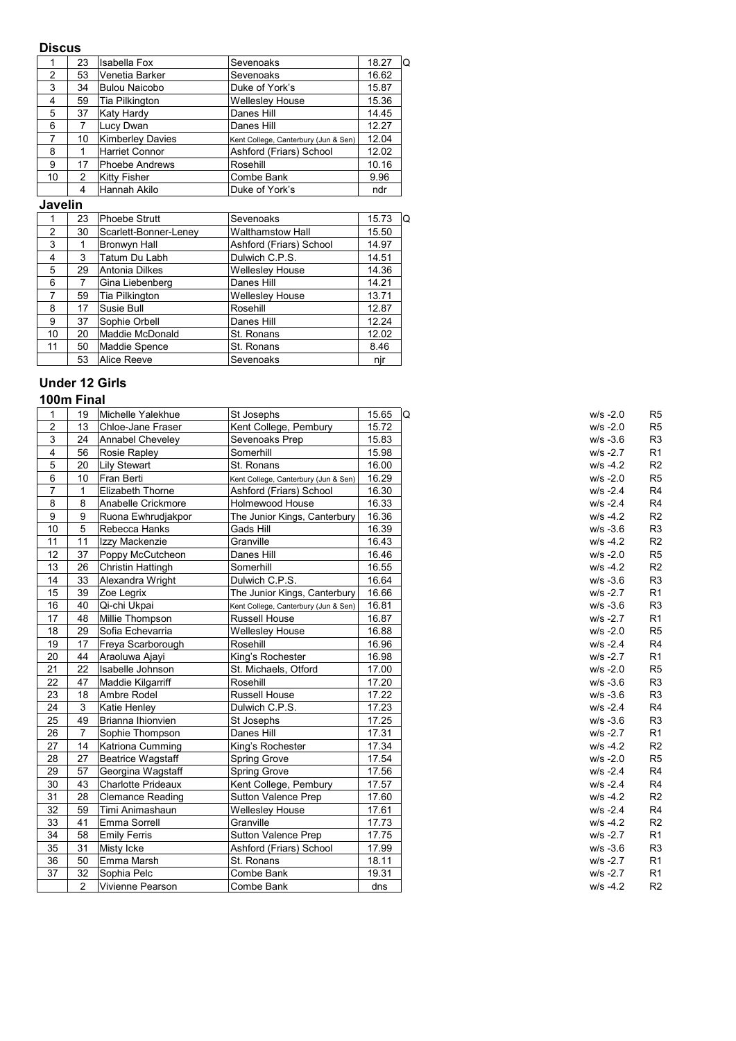### Discus

| | | | | | |
|---|---|---|---|---|---|
| 1 | 23 | Isabella Fox | Sevenoaks | 18.27 | Q |
| 2 | 53 | Venetia Barker | Sevenoaks | 16.62 | |
| 3 | 34 | Bulou Naicobo | Duke of York's | 15.87 | |
| 4 | 59 | Tia Pilkington | Wellesley House | 15.36 | |
| 5 | 37 | Katy Hardy | Danes Hill | 14.45 | |
| 6 | 7 | Lucy Dwan | Danes Hill | 12.27 | |
| 7 | 10 | Kimberley Davies | Kent College, Canterbury (Jun & Sen) | 12.04 | |
| 8 | 1 | Harriet Connor | Ashford (Friars) School | 12.02 | |
| 9 | 17 | Phoebe Andrews | Rosehill | 10.16 | |
| 10 | 2 | Kitty Fisher | Combe Bank | 9.96 | |
| | 4 | Hannah Akilo | Duke of York's | ndr | |

### Javelin

| | | | | | |
|---|---|---|---|---|---|
| 1 | 23 | Phoebe Strutt | Sevenoaks | 15.73 | Q |
| 2 | 30 | Scarlett-Bonner-Leney | Walthamstow Hall | 15.50 | |
| 3 | 1 | Bronwyn Hall | Ashford (Friars) School | 14.97 | |
| 4 | 3 | Tatum Du Labh | Dulwich C.P.S. | 14.51 | |
| 5 | 29 | Antonia Dilkes | Wellesley House | 14.36 | |
| 6 | 7 | Gina Liebenberg | Danes Hill | 14.21 | |
| 7 | 59 | Tia Pilkington | Wellesley House | 13.71 | |
| 8 | 17 | Susie Bull | Rosehill | 12.87 | |
| 9 | 37 | Sophie Orbell | Danes Hill | 12.24 | |
| 10 | 20 | Maddie McDonald | St. Ronans | 12.02 | |
| 11 | 50 | Maddie Spence | St. Ronans | 8.46 | |
| | 53 | Alice Reeve | Sevenoaks | njr | |

## Under 12 Girls

### 100m Final

| | | | | | | | |
|---|---|---|---|---|---|---|---|
| 1 | 19 | Michelle Yalekhue | St Josephs | 15.65 | Q | w/s -2.0 | R5 |
| 2 | 13 | Chloe-Jane Fraser | Kent College, Pembury | 15.72 | | w/s -2.0 | R5 |
| 3 | 24 | Annabel Cheveley | Sevenoaks Prep | 15.83 | | w/s -3.6 | R3 |
| 4 | 56 | Rosie Rapley | Somerhill | 15.98 | | w/s -2.7 | R1 |
| 5 | 20 | Lily Stewart | St. Ronans | 16.00 | | w/s -4.2 | R2 |
| 6 | 10 | Fran Berti | Kent College, Canterbury (Jun & Sen) | 16.29 | | w/s -2.0 | R5 |
| 7 | 1 | Elizabeth Thorne | Ashford (Friars) School | 16.30 | | w/s -2.4 | R4 |
| 8 | 8 | Anabelle Crickmore | Holmewood House | 16.33 | | w/s -2.4 | R4 |
| 9 | 9 | Ruona Ewhrudjakpor | The Junior Kings, Canterbury | 16.36 | | w/s -4.2 | R2 |
| 10 | 5 | Rebecca Hanks | Gads Hill | 16.39 | | w/s -3.6 | R3 |
| 11 | 11 | Izzy Mackenzie | Granville | 16.43 | | w/s -4.2 | R2 |
| 12 | 37 | Poppy McCutcheon | Danes Hill | 16.46 | | w/s -2.0 | R5 |
| 13 | 26 | Christin Hattingh | Somerhill | 16.55 | | w/s -4.2 | R2 |
| 14 | 33 | Alexandra Wright | Dulwich C.P.S. | 16.64 | | w/s -3.6 | R3 |
| 15 | 39 | Zoe Legrix | The Junior Kings, Canterbury | 16.66 | | w/s -2.7 | R1 |
| 16 | 40 | Qi-chi Ukpai | Kent College, Canterbury (Jun & Sen) | 16.81 | | w/s -3.6 | R3 |
| 17 | 48 | Millie Thompson | Russell House | 16.87 | | w/s -2.7 | R1 |
| 18 | 29 | Sofia Echevarria | Wellesley House | 16.88 | | w/s -2.0 | R5 |
| 19 | 17 | Freya Scarborough | Rosehill | 16.96 | | w/s -2.4 | R4 |
| 20 | 44 | Araoluwa Ajayi | King's Rochester | 16.98 | | w/s -2.7 | R1 |
| 21 | 22 | Isabelle Johnson | St. Michaels, Otford | 17.00 | | w/s -2.0 | R5 |
| 22 | 47 | Maddie Kilgarriff | Rosehill | 17.20 | | w/s -3.6 | R3 |
| 23 | 18 | Ambre Rodel | Russell House | 17.22 | | w/s -3.6 | R3 |
| 24 | 3 | Katie Henley | Dulwich C.P.S. | 17.23 | | w/s -2.4 | R4 |
| 25 | 49 | Brianna Ihionvien | St Josephs | 17.25 | | w/s -3.6 | R3 |
| 26 | 7 | Sophie Thompson | Danes Hill | 17.31 | | w/s -2.7 | R1 |
| 27 | 14 | Katriona Cumming | King's Rochester | 17.34 | | w/s -4.2 | R2 |
| 28 | 27 | Beatrice Wagstaff | Spring Grove | 17.54 | | w/s -2.0 | R5 |
| 29 | 57 | Georgina Wagstaff | Spring Grove | 17.56 | | w/s -2.4 | R4 |
| 30 | 43 | Charlotte Prideaux | Kent College, Pembury | 17.57 | | w/s -2.4 | R4 |
| 31 | 28 | Clemance Reading | Sutton Valence Prep | 17.60 | | w/s -4.2 | R2 |
| 32 | 59 | Timi Animashaun | Wellesley House | 17.61 | | w/s -2.4 | R4 |
| 33 | 41 | Emma Sorrell | Granville | 17.73 | | w/s -4.2 | R2 |
| 34 | 58 | Emily Ferris | Sutton Valence Prep | 17.75 | | w/s -2.7 | R1 |
| 35 | 31 | Misty Icke | Ashford (Friars) School | 17.99 | | w/s -3.6 | R3 |
| 36 | 50 | Emma Marsh | St. Ronans | 18.11 | | w/s -2.7 | R1 |
| 37 | 32 | Sophia Pelc | Combe Bank | 19.31 | | w/s -2.7 | R1 |
| | 2 | Vivienne Pearson | Combe Bank | dns | | w/s -4.2 | R2 |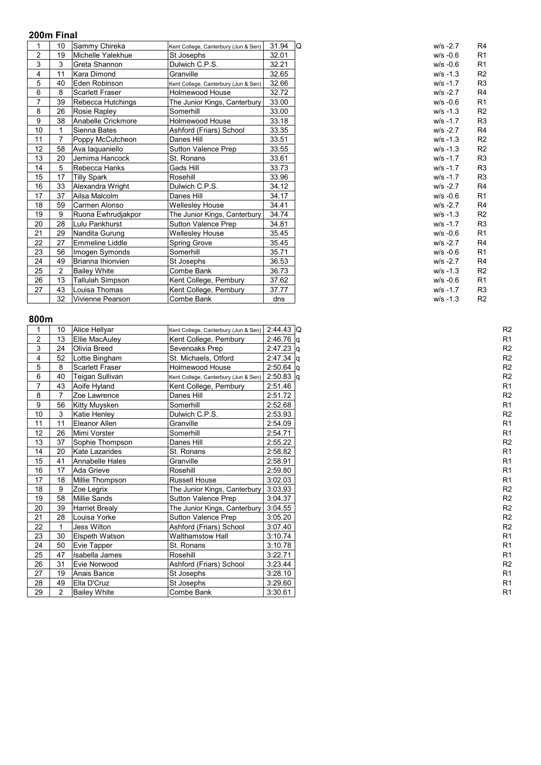## 200m Final

| | | | | | | | |
|---|---|---|---|---|---|---|---|
| 1 | 10 | Sammy Chireka | Kent College, Canterbury (Jun & Sen) | 31.94 | Q | w/s -2.7 | R4 |
| 2 | 19 | Michelle Yalekhue | St Josephs | 32.01 | | w/s -0.6 | R1 |
| 3 | 3 | Greta Shannon | Dulwich C.P.S. | 32.21 | | w/s -0.6 | R1 |
| 4 | 11 | Kara Dimond | Granville | 32.65 | | w/s -1.3 | R2 |
| 5 | 40 | Eden Robinson | Kent College, Canterbury (Jun & Sen) | 32.66 | | w/s -1.7 | R3 |
| 6 | 8 | Scarlett Fraser | Holmewood House | 32.72 | | w/s -2.7 | R4 |
| 7 | 39 | Rebecca Hutchings | The Junior Kings, Canterbury | 33.00 | | w/s -0.6 | R1 |
| 8 | 26 | Rosie Rapley | Somerhill | 33.00 | | w/s -1.3 | R2 |
| 9 | 38 | Anabelle Crickmore | Holmewood House | 33.18 | | w/s -1.7 | R3 |
| 10 | 1 | Sienna Bates | Ashford (Friars) School | 33.35 | | w/s -2.7 | R4 |
| 11 | 7 | Poppy McCutcheon | Danes Hill | 33.51 | | w/s -1.3 | R2 |
| 12 | 58 | Ava Iaquaniello | Sutton Valence Prep | 33.55 | | w/s -1.3 | R2 |
| 13 | 20 | Jemima Hancock | St. Ronans | 33.61 | | w/s -1.7 | R3 |
| 14 | 5 | Rebecca Hanks | Gads Hill | 33.73 | | w/s -1.7 | R3 |
| 15 | 17 | Tilly Spark | Rosehill | 33.96 | | w/s -1.7 | R3 |
| 16 | 33 | Alexandra Wright | Dulwich C.P.S. | 34.12 | | w/s -2.7 | R4 |
| 17 | 37 | Ailsa Malcolm | Danes Hill | 34.17 | | w/s -0.6 | R1 |
| 18 | 59 | Carmen Alonso | Wellesley House | 34.41 | | w/s -2.7 | R4 |
| 19 | 9 | Ruona Ewhrudjakpor | The Junior Kings, Canterbury | 34.74 | | w/s -1.3 | R2 |
| 20 | 28 | Lulu Pankhurst | Sutton Valence Prep | 34.81 | | w/s -1.7 | R3 |
| 21 | 29 | Nandita Gurung | Wellesley House | 35.45 | | w/s -0.6 | R1 |
| 22 | 27 | Emmeline Liddle | Spring Grove | 35.45 | | w/s -2.7 | R4 |
| 23 | 56 | Imogen Symonds | Somerhill | 35.71 | | w/s -0.6 | R1 |
| 24 | 49 | Brianna Ihionvien | St Josephs | 36.53 | | w/s -2.7 | R4 |
| 25 | 2 | Bailey White | Combe Bank | 36.73 | | w/s -1.3 | R2 |
| 26 | 13 | Tallulah Simpson | Kent College, Pembury | 37.62 | | w/s -0.6 | R1 |
| 27 | 43 | Louisa Thomas | Kent College, Pembury | 37.77 | | w/s -1.7 | R3 |
| | 32 | Vivienne Pearson | Combe Bank | dns | | w/s -1.3 | R2 |

## 800m

| | | | | | | |
|---|---|---|---|---|---|---|
| 1 | 10 | Alice Hellyar | Kent College, Canterbury (Jun & Sen) | 2:44.43 | Q | R2 |
| 2 | 13 | Ellie MacAuley | Kent College, Pembury | 2:46.76 | q | R1 |
| 3 | 24 | Olivia Breed | Sevenoaks Prep | 2:47.23 | q | R2 |
| 4 | 52 | Lottie Bingham | St. Michaels, Otford | 2:47.34 | q | R2 |
| 5 | 8 | Scarlett Fraser | Holmewood House | 2:50.64 | q | R2 |
| 6 | 40 | Teigan Sullivan | Kent College, Canterbury (Jun & Sen) | 2:50.83 | q | R2 |
| 7 | 43 | Aoife Hyland | Kent College, Pembury | 2:51.46 | | R1 |
| 8 | 7 | Zoe Lawrence | Danes Hill | 2:51.72 | | R2 |
| 9 | 56 | Kitty Muysken | Somerhill | 2:52.68 | | R1 |
| 10 | 3 | Katie Henley | Dulwich C.P.S. | 2:53.93 | | R2 |
| 11 | 11 | Eleanor Allen | Granville | 2:54.09 | | R1 |
| 12 | 26 | Mimi Vorster | Somerhill | 2:54.71 | | R1 |
| 13 | 37 | Sophie Thompson | Danes Hill | 2:55.22 | | R2 |
| 14 | 20 | Kate Lazarides | St. Ronans | 2:58.82 | | R1 |
| 15 | 41 | Annabelle Hales | Granville | 2:58.91 | | R1 |
| 16 | 17 | Ada Grieve | Rosehill | 2:59.80 | | R1 |
| 17 | 18 | Millie Thompson | Russell House | 3:02.03 | | R1 |
| 18 | 9 | Zoe Legrix | The Junior Kings, Canterbury | 3:03.93 | | R2 |
| 19 | 58 | Millie Sands | Sutton Valence Prep | 3:04.37 | | R2 |
| 20 | 39 | Harriet Brealy | The Junior Kings, Canterbury | 3:04.55 | | R2 |
| 21 | 28 | Louisa Yorke | Sutton Valence Prep | 3:05.20 | | R2 |
| 22 | 1 | Jess Wilton | Ashford (Friars) School | 3:07.40 | | R2 |
| 23 | 30 | Elspeth Watson | Walthamstow Hall | 3:10.74 | | R1 |
| 24 | 50 | Evie Tapper | St. Ronans | 3:10.78 | | R1 |
| 25 | 47 | Isabella James | Rosehill | 3:22.71 | | R1 |
| 26 | 31 | Evie Norwood | Ashford (Friars) School | 3:23.44 | | R2 |
| 27 | 19 | Anais Bance | St Josephs | 3:28.10 | | R1 |
| 28 | 49 | Ella D'Cruz | St Josephs | 3:29.60 | | R1 |
| 29 | 2 | Bailey White | Combe Bank | 3:30.61 | | R1 |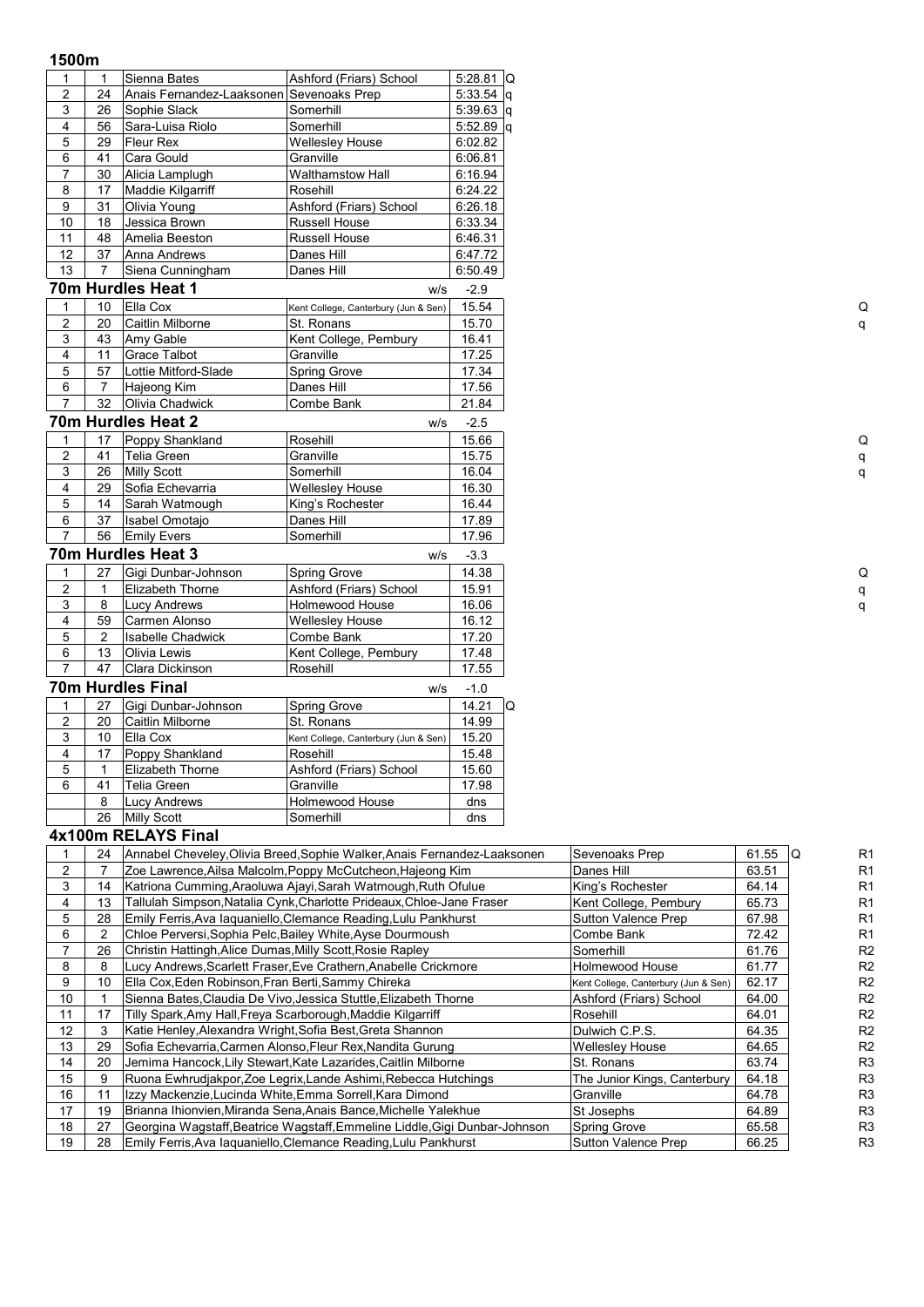## 1500m

| Pos | No. | Name | School | Time | |
|---|---|---|---|---|---|
| 1 | 1 | Sienna Bates | Ashford (Friars) School | 5:28.81 | Q |
| 2 | 24 | Anais Fernandez-Laaksonen | Sevenoaks Prep | 5:33.54 | q |
| 3 | 26 | Sophie Slack | Somerhill | 5:39.63 | q |
| 4 | 56 | Sara-Luisa Riolo | Somerhill | 5:52.89 | q |
| 5 | 29 | Fleur Rex | Wellesley House | 6:02.82 | |
| 6 | 41 | Cara Gould | Granville | 6:06.81 | |
| 7 | 30 | Alicia Lamplugh | Walthamstow Hall | 6:16.94 | |
| 8 | 17 | Maddie Kilgarriff | Rosehill | 6:24.22 | |
| 9 | 31 | Olivia Young | Ashford (Friars) School | 6:26.18 | |
| 10 | 18 | Jessica Brown | Russell House | 6:33.34 | |
| 11 | 48 | Amelia Beeston | Russell House | 6:46.31 | |
| 12 | 37 | Anna Andrews | Danes Hill | 6:47.72 | |
| 13 | 7 | Siena Cunningham | Danes Hill | 6:50.49 | |

## 70m Hurdles Heat 1

w/s -2.9

| Pos | No. | Name | School | Time | |
|---|---|---|---|---|---|
| 1 | 10 | Ella Cox | Kent College, Canterbury (Jun & Sen) | 15.54 | Q |
| 2 | 20 | Caitlin Milborne | St. Ronans | 15.70 | q |
| 3 | 43 | Amy Gable | Kent College, Pembury | 16.41 | |
| 4 | 11 | Grace Talbot | Granville | 17.25 | |
| 5 | 57 | Lottie Mitford-Slade | Spring Grove | 17.34 | |
| 6 | 7 | Hajeong Kim | Danes Hill | 17.56 | |
| 7 | 32 | Olivia Chadwick | Combe Bank | 21.84 | |

## 70m Hurdles Heat 2

w/s -2.5

| Pos | No. | Name | School | Time | |
|---|---|---|---|---|---|
| 1 | 17 | Poppy Shankland | Rosehill | 15.66 | Q |
| 2 | 41 | Telia Green | Granville | 15.75 | q |
| 3 | 26 | Milly Scott | Somerhill | 16.04 | q |
| 4 | 29 | Sofia Echevarria | Wellesley House | 16.30 | |
| 5 | 14 | Sarah Watmough | King's Rochester | 16.44 | |
| 6 | 37 | Isabel Omotajo | Danes Hill | 17.89 | |
| 7 | 56 | Emily Evers | Somerhill | 17.96 | |

## 70m Hurdles Heat 3

w/s -3.3

| Pos | No. | Name | School | Time | |
|---|---|---|---|---|---|
| 1 | 27 | Gigi Dunbar-Johnson | Spring Grove | 14.38 | Q |
| 2 | 1 | Elizabeth Thorne | Ashford (Friars) School | 15.91 | q |
| 3 | 8 | Lucy Andrews | Holmewood House | 16.06 | q |
| 4 | 59 | Carmen Alonso | Wellesley House | 16.12 | |
| 5 | 2 | Isabelle Chadwick | Combe Bank | 17.20 | |
| 6 | 13 | Olivia Lewis | Kent College, Pembury | 17.48 | |
| 7 | 47 | Clara Dickinson | Rosehill | 17.55 | |

## 70m Hurdles Final

w/s -1.0

| Pos | No. | Name | School | Time | |
|---|---|---|---|---|---|
| 1 | 27 | Gigi Dunbar-Johnson | Spring Grove | 14.21 | Q |
| 2 | 20 | Caitlin Milborne | St. Ronans | 14.99 | |
| 3 | 10 | Ella Cox | Kent College, Canterbury (Jun & Sen) | 15.20 | |
| 4 | 17 | Poppy Shankland | Rosehill | 15.48 | |
| 5 | 1 | Elizabeth Thorne | Ashford (Friars) School | 15.60 | |
| 6 | 41 | Telia Green | Granville | 17.98 | |
| | 8 | Lucy Andrews | Holmewood House | dns | |
| | 26 | Milly Scott | Somerhill | dns | |

## 4x100m RELAYS Final

| Pos | No. | Team | School | Time | | Race |
|---|---|---|---|---|---|---|
| 1 | 24 | Annabel Cheveley,Olivia Breed,Sophie Walker,Anais Fernandez-Laaksonen | Sevenoaks Prep | 61.55 | Q | R1 |
| 2 | 7 | Zoe Lawrence,Ailsa Malcolm,Poppy McCutcheon,Hajeong Kim | Danes Hill | 63.51 | | R1 |
| 3 | 14 | Katriona Cumming,Araoluwa Ajayi,Sarah Watmough,Ruth Ofulue | King's Rochester | 64.14 | | R1 |
| 4 | 13 | Tallulah Simpson,Natalia Cynk,Charlotte Prideaux,Chloe-Jane Fraser | Kent College, Pembury | 65.73 | | R1 |
| 5 | 28 | Emily Ferris,Ava Iaquaniello,Clemance Reading,Lulu Pankhurst | Sutton Valence Prep | 67.98 | | R1 |
| 6 | 2 | Chloe Perversi,Sophia Pelc,Bailey White,Ayse Dourmoush | Combe Bank | 72.42 | | R1 |
| 7 | 26 | Christin Hattingh,Alice Dumas,Milly Scott,Rosie Rapley | Somerhill | 61.76 | | R2 |
| 8 | 8 | Lucy Andrews,Scarlett Fraser,Eve Crathern,Anabelle Crickmore | Holmewood House | 61.77 | | R2 |
| 9 | 10 | Ella Cox,Eden Robinson,Fran Berti,Sammy Chireka | Kent College, Canterbury (Jun & Sen) | 62.17 | | R2 |
| 10 | 1 | Sienna Bates,Claudia De Vivo,Jessica Stuttle,Elizabeth Thorne | Ashford (Friars) School | 64.00 | | R2 |
| 11 | 17 | Tilly Spark,Amy Hall,Freya Scarborough,Maddie Kilgarriff | Rosehill | 64.01 | | R2 |
| 12 | 3 | Katie Henley,Alexandra Wright,Sofia Best,Greta Shannon | Dulwich C.P.S. | 64.35 | | R2 |
| 13 | 29 | Sofia Echevarria,Carmen Alonso,Fleur Rex,Nandita Gurung | Wellesley House | 64.65 | | R2 |
| 14 | 20 | Jemima Hancock,Lily Stewart,Kate Lazarides,Caitlin Milborne | St. Ronans | 63.74 | | R3 |
| 15 | 9 | Ruona Ewhrudjakpor,Zoe Legrix,Lande Ashimi,Rebecca Hutchings | The Junior Kings, Canterbury | 64.18 | | R3 |
| 16 | 11 | Izzy Mackenzie,Lucinda White,Emma Sorrell,Kara Dimond | Granville | 64.78 | | R3 |
| 17 | 19 | Brianna Ihionvien,Miranda Sena,Anais Bance,Michelle Yalekhue | St Josephs | 64.89 | | R3 |
| 18 | 27 | Georgina Wagstaff,Beatrice Wagstaff,Emmeline Liddle,Gigi Dunbar-Johnson | Spring Grove | 65.58 | | R3 |
| 19 | 28 | Emily Ferris,Ava Iaquaniello,Clemance Reading,Lulu Pankhurst | Sutton Valence Prep | 66.25 | | R3 |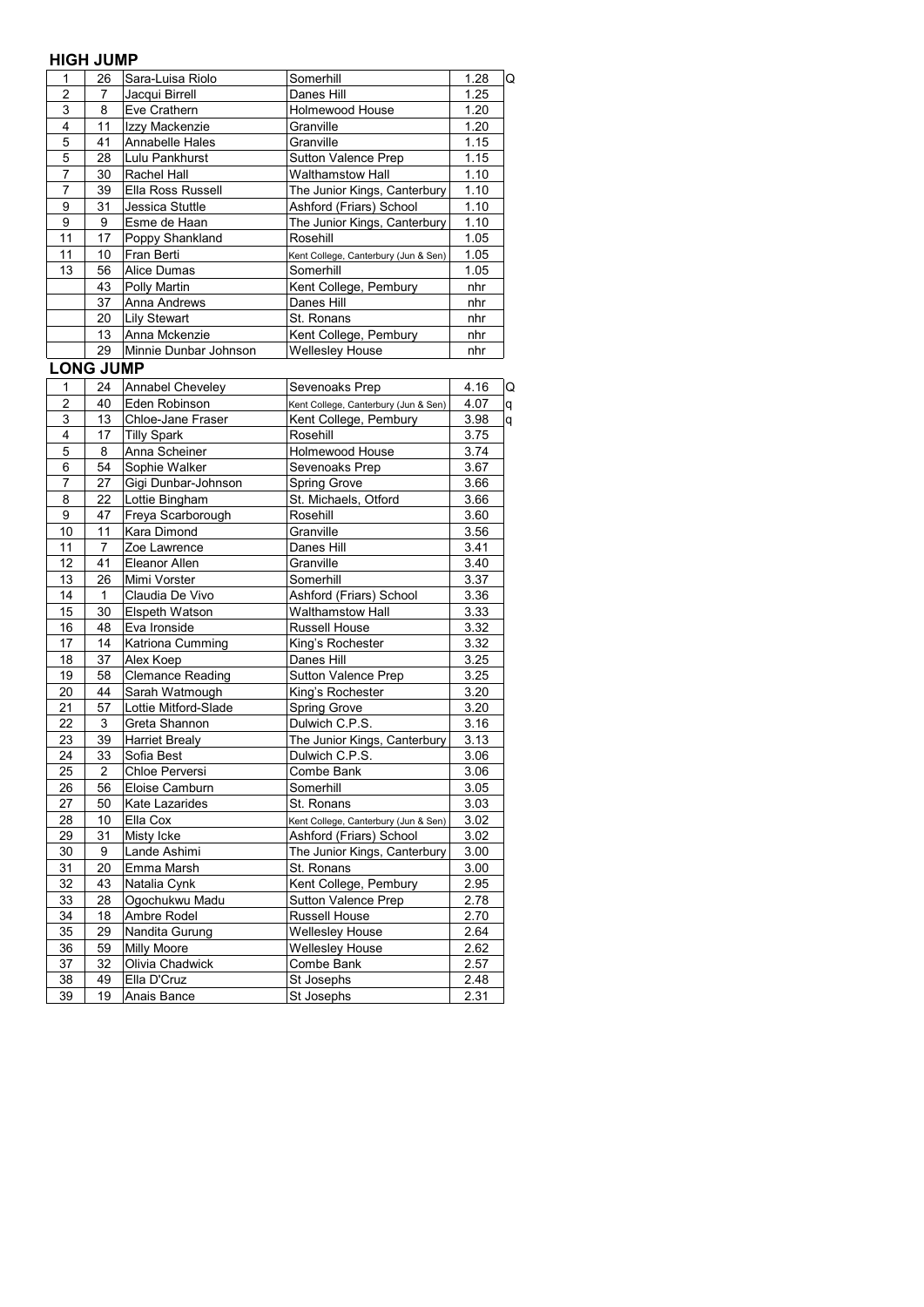## HIGH JUMP

| Pos | No. | Name | School | Result | |
|---|---|---|---|---|---|
| 1 | 26 | Sara-Luisa Riolo | Somerhill | 1.28 | Q |
| 2 | 7 | Jacqui Birrell | Danes Hill | 1.25 | |
| 3 | 8 | Eve Crathern | Holmewood House | 1.20 | |
| 4 | 11 | Izzy Mackenzie | Granville | 1.20 | |
| 5 | 41 | Annabelle Hales | Granville | 1.15 | |
| 5 | 28 | Lulu Pankhurst | Sutton Valence Prep | 1.15 | |
| 7 | 30 | Rachel Hall | Walthamstow Hall | 1.10 | |
| 7 | 39 | Ella Ross Russell | The Junior Kings, Canterbury | 1.10 | |
| 9 | 31 | Jessica Stuttle | Ashford (Friars) School | 1.10 | |
| 9 | 9 | Esme de Haan | The Junior Kings, Canterbury | 1.10 | |
| 11 | 17 | Poppy Shankland | Rosehill | 1.05 | |
| 11 | 10 | Fran Berti | Kent College, Canterbury (Jun & Sen) | 1.05 | |
| 13 | 56 | Alice Dumas | Somerhill | 1.05 | |
| | 43 | Polly Martin | Kent College, Pembury | nhr | |
| | 37 | Anna Andrews | Danes Hill | nhr | |
| | 20 | Lily Stewart | St. Ronans | nhr | |
| | 13 | Anna Mckenzie | Kent College, Pembury | nhr | |
| | 29 | Minnie Dunbar Johnson | Wellesley House | nhr | |

## LONG JUMP

| Pos | No. | Name | School | Result | |
|---|---|---|---|---|---|
| 1 | 24 | Annabel Cheveley | Sevenoaks Prep | 4.16 | Q |
| 2 | 40 | Eden Robinson | Kent College, Canterbury (Jun & Sen) | 4.07 | q |
| 3 | 13 | Chloe-Jane Fraser | Kent College, Pembury | 3.98 | q |
| 4 | 17 | Tilly Spark | Rosehill | 3.75 | |
| 5 | 8 | Anna Scheiner | Holmewood House | 3.74 | |
| 6 | 54 | Sophie Walker | Sevenoaks Prep | 3.67 | |
| 7 | 27 | Gigi Dunbar-Johnson | Spring Grove | 3.66 | |
| 8 | 22 | Lottie Bingham | St. Michaels, Otford | 3.66 | |
| 9 | 47 | Freya Scarborough | Rosehill | 3.60 | |
| 10 | 11 | Kara Dimond | Granville | 3.56 | |
| 11 | 7 | Zoe Lawrence | Danes Hill | 3.41 | |
| 12 | 41 | Eleanor Allen | Granville | 3.40 | |
| 13 | 26 | Mimi Vorster | Somerhill | 3.37 | |
| 14 | 1 | Claudia De Vivo | Ashford (Friars) School | 3.36 | |
| 15 | 30 | Elspeth Watson | Walthamstow Hall | 3.33 | |
| 16 | 48 | Eva Ironside | Russell House | 3.32 | |
| 17 | 14 | Katriona Cumming | King's Rochester | 3.32 | |
| 18 | 37 | Alex Koep | Danes Hill | 3.25 | |
| 19 | 58 | Clemance Reading | Sutton Valence Prep | 3.25 | |
| 20 | 44 | Sarah Watmough | King's Rochester | 3.20 | |
| 21 | 57 | Lottie Mitford-Slade | Spring Grove | 3.20 | |
| 22 | 3 | Greta Shannon | Dulwich C.P.S. | 3.16 | |
| 23 | 39 | Harriet Brealy | The Junior Kings, Canterbury | 3.13 | |
| 24 | 33 | Sofia Best | Dulwich C.P.S. | 3.06 | |
| 25 | 2 | Chloe Perversi | Combe Bank | 3.06 | |
| 26 | 56 | Eloise Camburn | Somerhill | 3.05 | |
| 27 | 50 | Kate Lazarides | St. Ronans | 3.03 | |
| 28 | 10 | Ella Cox | Kent College, Canterbury (Jun & Sen) | 3.02 | |
| 29 | 31 | Misty Icke | Ashford (Friars) School | 3.02 | |
| 30 | 9 | Lande Ashimi | The Junior Kings, Canterbury | 3.00 | |
| 31 | 20 | Emma Marsh | St. Ronans | 3.00 | |
| 32 | 43 | Natalia Cynk | Kent College, Pembury | 2.95 | |
| 33 | 28 | Ogochukwu Madu | Sutton Valence Prep | 2.78 | |
| 34 | 18 | Ambre Rodel | Russell House | 2.70 | |
| 35 | 29 | Nandita Gurung | Wellesley House | 2.64 | |
| 36 | 59 | Milly Moore | Wellesley House | 2.62 | |
| 37 | 32 | Olivia Chadwick | Combe Bank | 2.57 | |
| 38 | 49 | Ella D'Cruz | St Josephs | 2.48 | |
| 39 | 19 | Anais Bance | St Josephs | 2.31 | |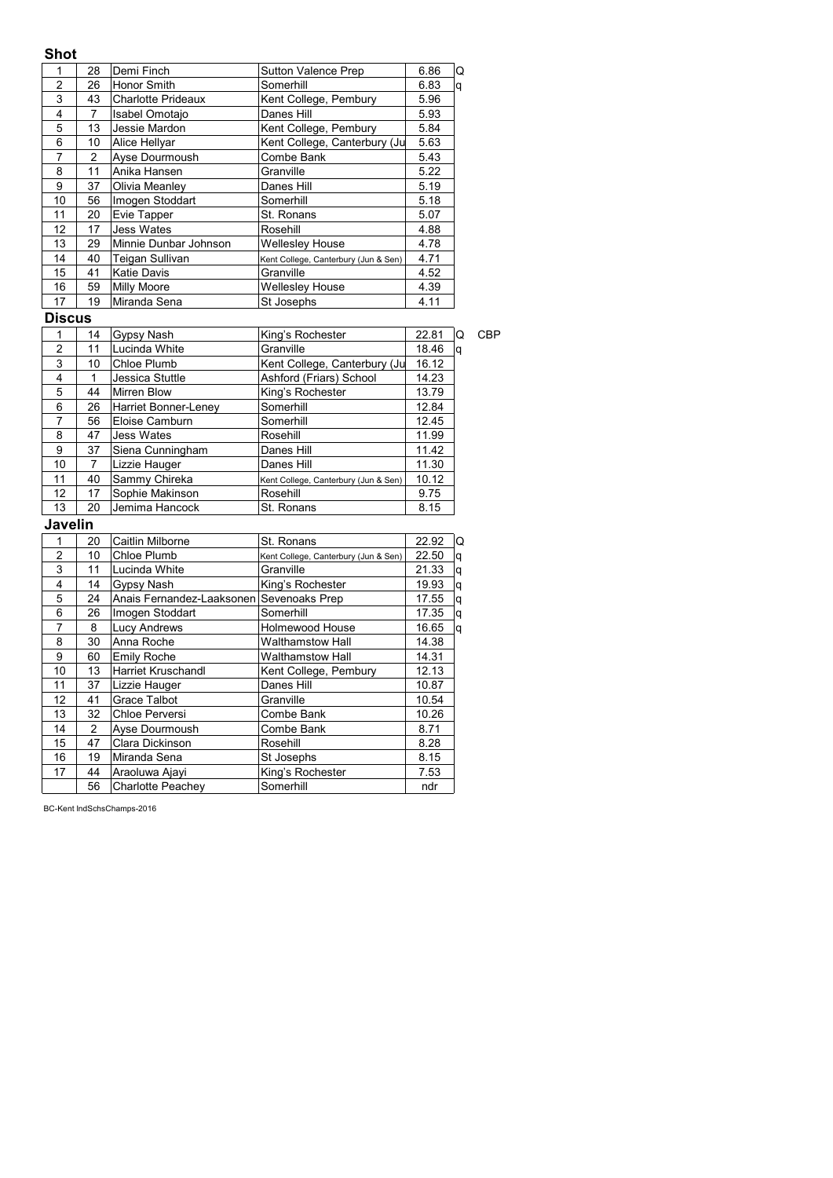**Shot**

| | | | | | | |
|---|---|---|---|---|---|---|
| 1 | 28 | Demi Finch | Sutton Valence Prep | 6.86 | Q | |
| 2 | 26 | Honor Smith | Somerhill | 6.83 | q | |
| 3 | 43 | Charlotte Prideaux | Kent College, Pembury | 5.96 | | |
| 4 | 7 | Isabel Omotajo | Danes Hill | 5.93 | | |
| 5 | 13 | Jessie Mardon | Kent College, Pembury | 5.84 | | |
| 6 | 10 | Alice Hellyar | Kent College, Canterbury (Ju | 5.63 | | |
| 7 | 2 | Ayse Dourmoush | Combe Bank | 5.43 | | |
| 8 | 11 | Anika Hansen | Granville | 5.22 | | |
| 9 | 37 | Olivia Meanley | Danes Hill | 5.19 | | |
| 10 | 56 | Imogen Stoddart | Somerhill | 5.18 | | |
| 11 | 20 | Evie Tapper | St. Ronans | 5.07 | | |
| 12 | 17 | Jess Wates | Rosehill | 4.88 | | |
| 13 | 29 | Minnie Dunbar Johnson | Wellesley House | 4.78 | | |
| 14 | 40 | Teigan Sullivan | Kent College, Canterbury (Jun & Sen) | 4.71 | | |
| 15 | 41 | Katie Davis | Granville | 4.52 | | |
| 16 | 59 | Milly Moore | Wellesley House | 4.39 | | |
| 17 | 19 | Miranda Sena | St Josephs | 4.11 | | |

**Discus**

| | | | | | | |
|---|---|---|---|---|---|---|
| 1 | 14 | Gypsy Nash | King's Rochester | 22.81 | Q | CBP |
| 2 | 11 | Lucinda White | Granville | 18.46 | q | |
| 3 | 10 | Chloe Plumb | Kent College, Canterbury (Ju | 16.12 | | |
| 4 | 1 | Jessica Stuttle | Ashford (Friars) School | 14.23 | | |
| 5 | 44 | Mirren Blow | King's Rochester | 13.79 | | |
| 6 | 26 | Harriet Bonner-Leney | Somerhill | 12.84 | | |
| 7 | 56 | Eloise Camburn | Somerhill | 12.45 | | |
| 8 | 47 | Jess Wates | Rosehill | 11.99 | | |
| 9 | 37 | Siena Cunningham | Danes Hill | 11.42 | | |
| 10 | 7 | Lizzie Hauger | Danes Hill | 11.30 | | |
| 11 | 40 | Sammy Chireka | Kent College, Canterbury (Jun & Sen) | 10.12 | | |
| 12 | 17 | Sophie Makinson | Rosehill | 9.75 | | |
| 13 | 20 | Jemima Hancock | St. Ronans | 8.15 | | |

**Javelin**

| | | | | | |
|---|---|---|---|---|---|
| 1 | 20 | Caitlin Milborne | St. Ronans | 22.92 | Q |
| 2 | 10 | Chloe Plumb | Kent College, Canterbury (Jun & Sen) | 22.50 | q |
| 3 | 11 | Lucinda White | Granville | 21.33 | q |
| 4 | 14 | Gypsy Nash | King's Rochester | 19.93 | q |
| 5 | 24 | Anais Fernandez-Laaksonen | Sevenoaks Prep | 17.55 | q |
| 6 | 26 | Imogen Stoddart | Somerhill | 17.35 | q |
| 7 | 8 | Lucy Andrews | Holmewood House | 16.65 | q |
| 8 | 30 | Anna Roche | Walthamstow Hall | 14.38 | |
| 9 | 60 | Emily Roche | Walthamstow Hall | 14.31 | |
| 10 | 13 | Harriet Kruschandl | Kent College, Pembury | 12.13 | |
| 11 | 37 | Lizzie Hauger | Danes Hill | 10.87 | |
| 12 | 41 | Grace Talbot | Granville | 10.54 | |
| 13 | 32 | Chloe Perversi | Combe Bank | 10.26 | |
| 14 | 2 | Ayse Dourmoush | Combe Bank | 8.71 | |
| 15 | 47 | Clara Dickinson | Rosehill | 8.28 | |
| 16 | 19 | Miranda Sena | St Josephs | 8.15 | |
| 17 | 44 | Araoluwa Ajayi | King's Rochester | 7.53 | |
| | 56 | Charlotte Peachey | Somerhill | ndr | |

BC-Kent IndSchsChamps-2016